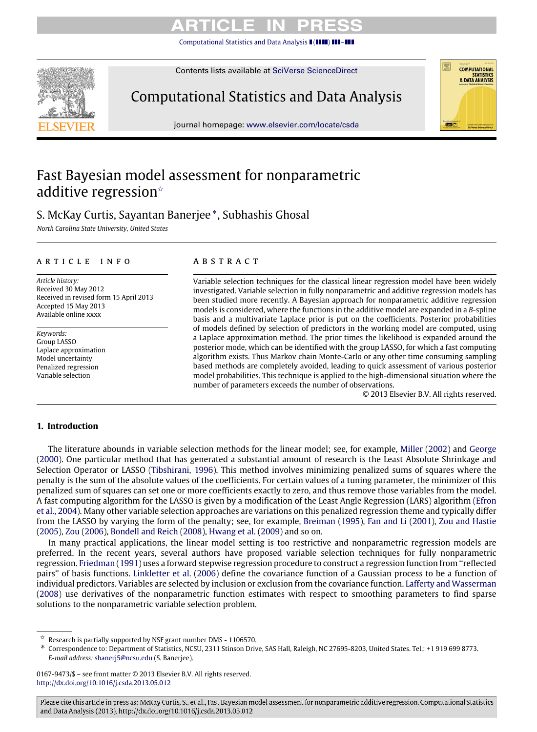# Fast Bayesian model assessment for nonparametric additive regression☆

S. McKay Curtis, Sayantan Banerjee*, Subhashis Ghosal

*North Carolina State University, United States*

## ARTICLE INFO

*Article history:*
Received 30 May 2012
Received in revised form 15 April 2013
Accepted 15 May 2013
Available online xxxx

*Keywords:*
Group LASSO
Laplace approximation
Model uncertainty
Penalized regression
Variable selection

## ABSTRACT

Variable selection techniques for the classical linear regression model have been widely investigated. Variable selection in fully nonparametric and additive regression models has been studied more recently. A Bayesian approach for nonparametric additive regression models is considered, where the functions in the additive model are expanded in a *B*-spline basis and a multivariate Laplace prior is put on the coefficients. Posterior probabilities of models defined by selection of predictors in the working model are computed, using a Laplace approximation method. The prior times the likelihood is expanded around the posterior mode, which can be identified with the group LASSO, for which a fast computing algorithm exists. Thus Markov chain Monte-Carlo or any other time consuming sampling based methods are completely avoided, leading to quick assessment of various posterior model probabilities. This technique is applied to the high-dimensional situation where the number of parameters exceeds the number of observations.

© 2013 Elsevier B.V. All rights reserved.

## 1. Introduction

The literature abounds in variable selection methods for the linear model; see, for example, Miller (2002) and George (2000). One particular method that has generated a substantial amount of research is the Least Absolute Shrinkage and Selection Operator or LASSO (Tibshirani, 1996). This method involves minimizing penalized sums of squares where the penalty is the sum of the absolute values of the coefficients. For certain values of a tuning parameter, the minimizer of this penalized sum of squares can set one or more coefficients exactly to zero, and thus remove those variables from the model. A fast computing algorithm for the LASSO is given by a modification of the Least Angle Regression (LARS) algorithm (Efron et al., 2004). Many other variable selection approaches are variations on this penalized regression theme and typically differ from the LASSO by varying the form of the penalty; see, for example, Breiman (1995), Fan and Li (2001), Zou and Hastie (2005), Zou (2006), Bondell and Reich (2008), Hwang et al. (2009) and so on.

In many practical applications, the linear model setting is too restrictive and nonparametric regression models are preferred. In the recent years, several authors have proposed variable selection techniques for fully nonparametric regression. Friedman (1991) uses a forward stepwise regression procedure to construct a regression function from "reflected pairs" of basis functions. Linkletter et al. (2006) define the covariance function of a Gaussian process to be a function of individual predictors. Variables are selected by inclusion or exclusion from the covariance function. Lafferty and Wasserman (2008) use derivatives of the nonparametric function estimates with respect to smoothing parameters to find sparse solutions to the nonparametric variable selection problem.

☆ Research is partially supported by NSF grant number DMS - 1106570.

\* Correspondence to: Department of Statistics, NCSU, 2311 Stinson Drive, SAS Hall, Raleigh, NC 27695-8203, United States. Tel.: +1 919 699 8773.
*E-mail address:* sbanerj5@ncsu.edu (S. Banerjee).

0167-9473/$ – see front matter © 2013 Elsevier B.V. All rights reserved.
http://dx.doi.org/10.1016/j.csda.2013.05.012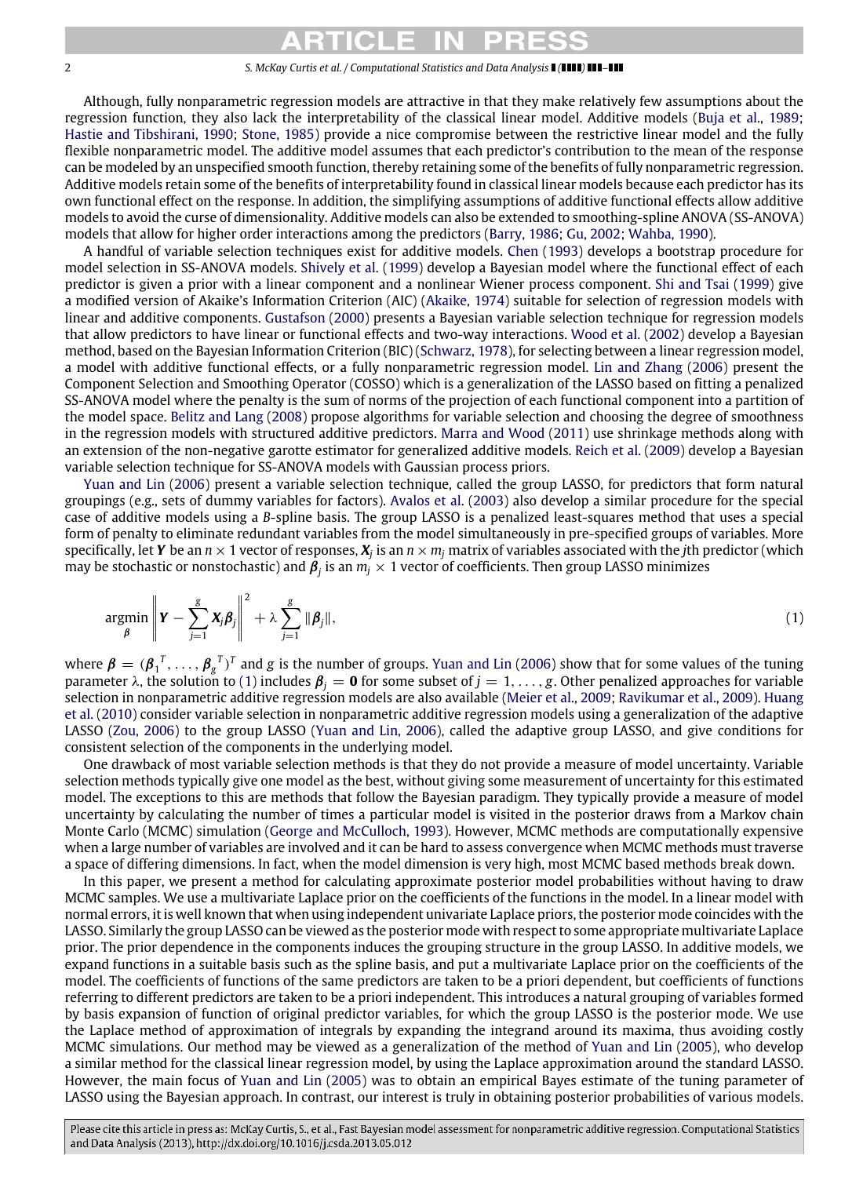Although, fully nonparametric regression models are attractive in that they make relatively few assumptions about the regression function, they also lack the interpretability of the classical linear model. Additive models (Buja et al., 1989; Hastie and Tibshirani, 1990; Stone, 1985) provide a nice compromise between the restrictive linear model and the fully flexible nonparametric model. The additive model assumes that each predictor's contribution to the mean of the response can be modeled by an unspecified smooth function, thereby retaining some of the benefits of fully nonparametric regression. Additive models retain some of the benefits of interpretability found in classical linear models because each predictor has its own functional effect on the response. In addition, the simplifying assumptions of additive functional effects allow additive models to avoid the curse of dimensionality. Additive models can also be extended to smoothing-spline ANOVA (SS-ANOVA) models that allow for higher order interactions among the predictors (Barry, 1986; Gu, 2002; Wahba, 1990).

A handful of variable selection techniques exist for additive models. Chen (1993) develops a bootstrap procedure for model selection in SS-ANOVA models. Shively et al. (1999) develop a Bayesian model where the functional effect of each predictor is given a prior with a linear component and a nonlinear Wiener process component. Shi and Tsai (1999) give a modified version of Akaike's Information Criterion (AIC) (Akaike, 1974) suitable for selection of regression models with linear and additive components. Gustafson (2000) presents a Bayesian variable selection technique for regression models that allow predictors to have linear or functional effects and two-way interactions. Wood et al. (2002) develop a Bayesian method, based on the Bayesian Information Criterion (BIC) (Schwarz, 1978), for selecting between a linear regression model, a model with additive functional effects, or a fully nonparametric regression model. Lin and Zhang (2006) present the Component Selection and Smoothing Operator (COSSO) which is a generalization of the LASSO based on fitting a penalized SS-ANOVA model where the penalty is the sum of norms of the projection of each functional component into a partition of the model space. Belitz and Lang (2008) propose algorithms for variable selection and choosing the degree of smoothness in the regression models with structured additive predictors. Marra and Wood (2011) use shrinkage methods along with an extension of the non-negative garotte estimator for generalized additive models. Reich et al. (2009) develop a Bayesian variable selection technique for SS-ANOVA models with Gaussian process priors.

Yuan and Lin (2006) present a variable selection technique, called the group LASSO, for predictors that form natural groupings (e.g., sets of dummy variables for factors). Avalos et al. (2003) also develop a similar procedure for the special case of additive models using a *B*-spline basis. The group LASSO is a penalized least-squares method that uses a special form of penalty to eliminate redundant variables from the model simultaneously in pre-specified groups of variables. More specifically, let $\boldsymbol{Y}$ be an $n \times 1$ vector of responses, $\boldsymbol{X}_j$ is an $n \times m_j$ matrix of variables associated with the $j$th predictor (which may be stochastic or nonstochastic) and $\boldsymbol{\beta}_j$ is an $m_j \times 1$ vector of coefficients. Then group LASSO minimizes

$$\underset{\boldsymbol{\beta}}{\operatorname{argmin}} \left\| \boldsymbol{Y} - \sum_{j=1}^{g} \boldsymbol{X}_j \boldsymbol{\beta}_j \right\|^2 + \lambda \sum_{j=1}^{g} \|\boldsymbol{\beta}_j\|, \tag{1}$$

where $\boldsymbol{\beta} = (\boldsymbol{\beta}_1^T, \ldots, \boldsymbol{\beta}_g^T)^T$ and $g$ is the number of groups. Yuan and Lin (2006) show that for some values of the tuning parameter $\lambda$, the solution to (1) includes $\boldsymbol{\beta}_j = \boldsymbol{0}$ for some subset of $j = 1, \ldots, g$. Other penalized approaches for variable selection in nonparametric additive regression models are also available (Meier et al., 2009; Ravikumar et al., 2009). Huang et al. (2010) consider variable selection in nonparametric additive regression models using a generalization of the adaptive LASSO (Zou, 2006) to the group LASSO (Yuan and Lin, 2006), called the adaptive group LASSO, and give conditions for consistent selection of the components in the underlying model.

One drawback of most variable selection methods is that they do not provide a measure of model uncertainty. Variable selection methods typically give one model as the best, without giving some measurement of uncertainty for this estimated model. The exceptions to this are methods that follow the Bayesian paradigm. They typically provide a measure of model uncertainty by calculating the number of times a particular model is visited in the posterior draws from a Markov chain Monte Carlo (MCMC) simulation (George and McCulloch, 1993). However, MCMC methods are computationally expensive when a large number of variables are involved and it can be hard to assess convergence when MCMC methods must traverse a space of differing dimensions. In fact, when the model dimension is very high, most MCMC based methods break down.

In this paper, we present a method for calculating approximate posterior model probabilities without having to draw MCMC samples. We use a multivariate Laplace prior on the coefficients of the functions in the model. In a linear model with normal errors, it is well known that when using independent univariate Laplace priors, the posterior mode coincides with the LASSO. Similarly the group LASSO can be viewed as the posterior mode with respect to some appropriate multivariate Laplace prior. The prior dependence in the components induces the grouping structure in the group LASSO. In additive models, we expand functions in a suitable basis such as the spline basis, and put a multivariate Laplace prior on the coefficients of the model. The coefficients of functions of the same predictors are taken to be a priori dependent, but coefficients of functions referring to different predictors are taken to be a priori independent. This introduces a natural grouping of variables formed by basis expansion of function of original predictor variables, for which the group LASSO is the posterior mode. We use the Laplace method of approximation of integrals by expanding the integrand around its maxima, thus avoiding costly MCMC simulations. Our method may be viewed as a generalization of the method of Yuan and Lin (2005), who develop a similar method for the classical linear regression model, by using the Laplace approximation around the standard LASSO. However, the main focus of Yuan and Lin (2005) was to obtain an empirical Bayes estimate of the tuning parameter of LASSO using the Bayesian approach. In contrast, our interest is truly in obtaining posterior probabilities of various models.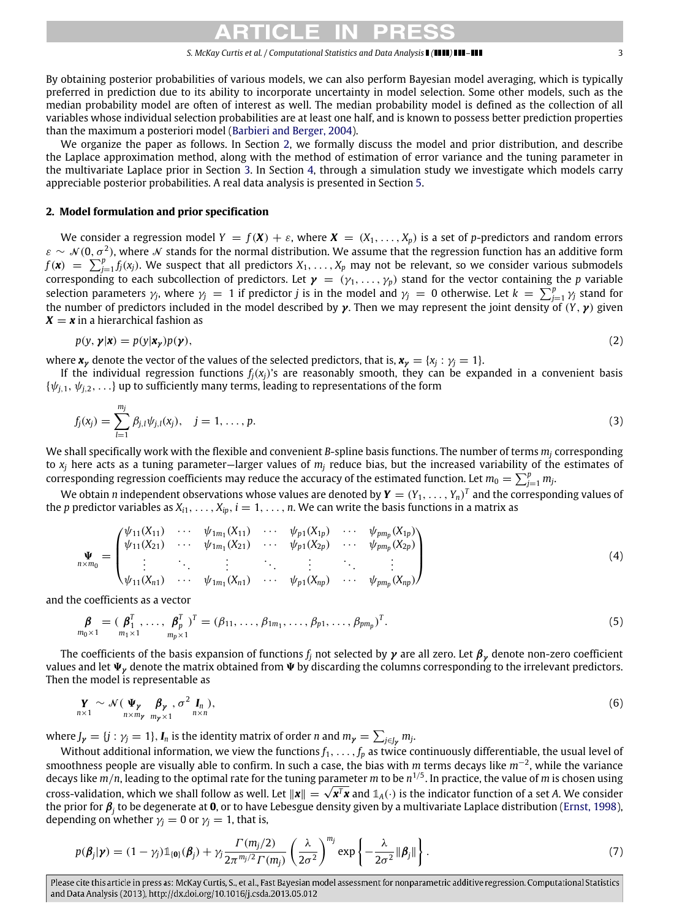By obtaining posterior probabilities of various models, we can also perform Bayesian model averaging, which is typically preferred in prediction due to its ability to incorporate uncertainty in model selection. Some other models, such as the median probability model are often of interest as well. The median probability model is defined as the collection of all variables whose individual selection probabilities are at least one half, and is known to possess better prediction properties than the maximum a posteriori model (Barbieri and Berger, 2004).

We organize the paper as follows. In Section 2, we formally discuss the model and prior distribution, and describe the Laplace approximation method, along with the method of estimation of error variance and the tuning parameter in the multivariate Laplace prior in Section 3. In Section 4, through a simulation study we investigate which models carry appreciable posterior probabilities. A real data analysis is presented in Section 5.

## 2. Model formulation and prior specification

We consider a regression model $Y = f(\boldsymbol{X}) + \varepsilon$, where $\boldsymbol{X} = (X_1, \ldots, X_p)$ is a set of $p$-predictors and random errors $\varepsilon \sim \mathcal{N}(0, \sigma^2)$, where $\mathcal{N}$ stands for the normal distribution. We assume that the regression function has an additive form $f(\boldsymbol{x}) = \sum_{j=1}^{p} f_j(x_j)$. We suspect that all predictors $X_1, \ldots, X_p$ may not be relevant, so we consider various submodels corresponding to each subcollection of predictors. Let $\boldsymbol{\gamma} = (\gamma_1, \ldots, \gamma_p)$ stand for the vector containing the $p$ variable selection parameters $\gamma_j$, where $\gamma_j = 1$ if predictor $j$ is in the model and $\gamma_j = 0$ otherwise. Let $k = \sum_{j=1}^{p} \gamma_j$ stand for the number of predictors included in the model described by $\boldsymbol{\gamma}$. Then we may represent the joint density of $(Y, \boldsymbol{\gamma})$ given $\boldsymbol{X} = \boldsymbol{x}$ in a hierarchical fashion as

$$p(y, \boldsymbol{\gamma}|\boldsymbol{x}) = p(y|\boldsymbol{x}_{\boldsymbol{\gamma}})p(\boldsymbol{\gamma}), \tag{2}$$

where $\boldsymbol{x}_{\boldsymbol{\gamma}}$ denote the vector of the values of the selected predictors, that is, $\boldsymbol{x}_{\boldsymbol{\gamma}} = \{x_j : \gamma_j = 1\}$.

If the individual regression functions $f_j(x_j)$'s are reasonably smooth, they can be expanded in a convenient basis $\{\psi_{j,1}, \psi_{j,2}, \ldots\}$ up to sufficiently many terms, leading to representations of the form

$$f_j(x_j) = \sum_{l=1}^{m_j} \beta_{j,l}\psi_{j,l}(x_j), \quad j = 1, \ldots, p. \tag{3}$$

We shall specifically work with the flexible and convenient *B*-spline basis functions. The number of terms $m_j$ corresponding to $x_j$ here acts as a tuning parameter—larger values of $m_j$ reduce bias, but the increased variability of the estimates of corresponding regression coefficients may reduce the accuracy of the estimated function. Let $m_0 = \sum_{j=1}^{p} m_j$.

We obtain $n$ independent observations whose values are denoted by $\boldsymbol{Y} = (Y_1, \ldots, Y_n)^T$ and the corresponding values of the $p$ predictor variables as $X_{i1}, \ldots, X_{ip}$, $i = 1, \ldots, n$. We can write the basis functions in a matrix as

$$\underset{n \times m_0}{\boldsymbol{\Psi}} = \begin{pmatrix} \psi_{11}(X_{11}) & \cdots & \psi_{1m_1}(X_{11}) & \cdots & \psi_{p1}(X_{1p}) & \cdots & \psi_{pm_p}(X_{1p}) \\ \psi_{11}(X_{21}) & \cdots & \psi_{1m_1}(X_{21}) & \cdots & \psi_{p1}(X_{2p}) & \cdots & \psi_{pm_p}(X_{2p}) \\ \vdots & \ddots & \vdots & \ddots & \vdots & \ddots & \vdots \\ \psi_{11}(X_{n1}) & \cdots & \psi_{1m_1}(X_{n1}) & \cdots & \psi_{p1}(X_{np}) & \cdots & \psi_{pm_p}(X_{np}) \end{pmatrix} \tag{4}$$

and the coefficients as a vector

$$\underset{m_0 \times 1}{\boldsymbol{\beta}} = (\underset{m_1 \times 1}{\boldsymbol{\beta}_1^T}, \ldots, \underset{m_p \times 1}{\boldsymbol{\beta}_p^T})^T = (\beta_{11}, \ldots, \beta_{1m_1}, \ldots, \beta_{p1}, \ldots, \beta_{pm_p})^T. \tag{5}$$

The coefficients of the basis expansion of functions $f_j$ not selected by $\boldsymbol{\gamma}$ are all zero. Let $\boldsymbol{\beta}_{\boldsymbol{\gamma}}$ denote non-zero coefficient values and let $\boldsymbol{\Psi}_{\boldsymbol{\gamma}}$ denote the matrix obtained from $\boldsymbol{\Psi}$ by discarding the columns corresponding to the irrelevant predictors. Then the model is representable as

$$\underset{n \times 1}{\boldsymbol{Y}} \sim \mathcal{N}(\underset{n \times m_{\boldsymbol{\gamma}}}{\boldsymbol{\Psi}_{\boldsymbol{\gamma}}} \underset{m_{\boldsymbol{\gamma}} \times 1}{\boldsymbol{\beta}_{\boldsymbol{\gamma}}}, \sigma^2 \underset{n \times n}{\boldsymbol{I}_n}), \tag{6}$$

where $J_{\boldsymbol{\gamma}} = \{j : \gamma_j = 1\}$, $\boldsymbol{I}_n$ is the identity matrix of order $n$ and $m_{\boldsymbol{\gamma}} = \sum_{j \in J_{\boldsymbol{\gamma}}} m_j$.

Without additional information, we view the functions $f_1, \ldots, f_p$ as twice continuously differentiable, the usual level of smoothness people are visually able to confirm. In such a case, the bias with $m$ terms decays like $m^{-2}$, while the variance decays like $m/n$, leading to the optimal rate for the tuning parameter $m$ to be $n^{1/5}$. In practice, the value of $m$ is chosen using cross-validation, which we shall follow as well. Let $\|\boldsymbol{x}\| = \sqrt{\boldsymbol{x}^T\boldsymbol{x}}$ and $\mathbb{1}_A(\cdot)$ is the indicator function of a set $A$. We consider the prior for $\boldsymbol{\beta}_j$ to be degenerate at $\boldsymbol{0}$, or to have Lebesgue density given by a multivariate Laplace distribution (Ernst, 1998), depending on whether $\gamma_j = 0$ or $\gamma_j = 1$, that is,

$$p(\boldsymbol{\beta}_j|\boldsymbol{\gamma}) = (1 - \gamma_j)\mathbb{1}_{\{\boldsymbol{0}\}}(\boldsymbol{\beta}_j) + \gamma_j \frac{\Gamma(m_j/2)}{2\pi^{m_j/2}\Gamma(m_j)} \left(\frac{\lambda}{2\sigma^2}\right)^{m_j} \exp\left\{-\frac{\lambda}{2\sigma^2}\|\boldsymbol{\beta}_j\|\right\}. \tag{7}$$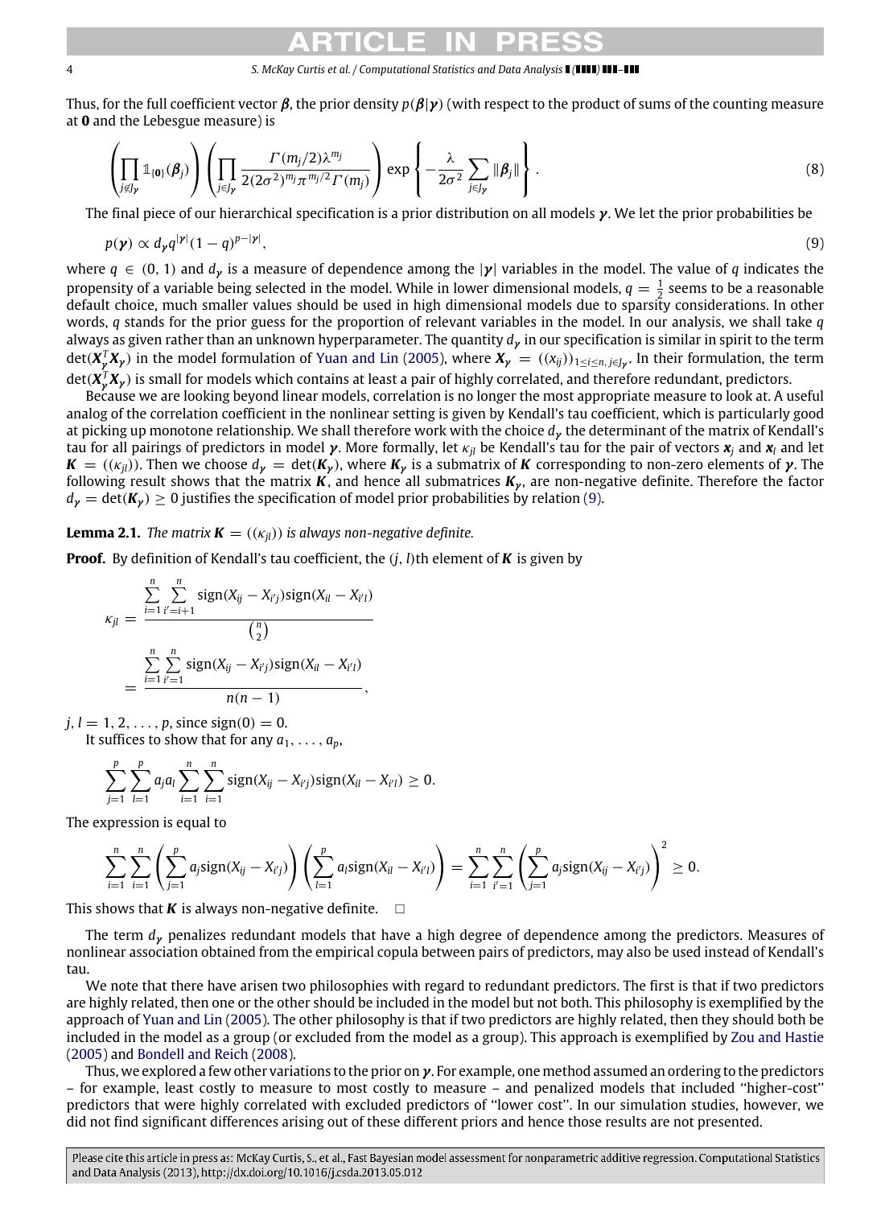Thus, for the full coefficient vector $\boldsymbol{\beta}$, the prior density $p(\boldsymbol{\beta}|\boldsymbol{\gamma})$ (with respect to the product of sums of the counting measure at $\mathbf{0}$ and the Lebesgue measure) is

$$\left(\prod_{j\notin J_{\gamma}} \mathbb{1}_{\{\mathbf{0}\}}(\boldsymbol{\beta}_j)\right)\left(\prod_{j\in J_{\gamma}} \frac{\Gamma(m_j/2)\lambda^{m_j}}{2(2\sigma^2)^{m_j}\pi^{m_j/2}\Gamma(m_j)}\right)\exp\left\{-\frac{\lambda}{2\sigma^2}\sum_{j\in J_{\gamma}}\|\boldsymbol{\beta}_j\|\right\}. \tag{8}$$

The final piece of our hierarchical specification is a prior distribution on all models $\boldsymbol{\gamma}$. We let the prior probabilities be

$$p(\boldsymbol{\gamma}) \propto d_{\gamma} q^{|\gamma|}(1-q)^{p-|\gamma|}, \tag{9}$$

where $q \in (0, 1)$ and $d_{\gamma}$ is a measure of dependence among the $|\boldsymbol{\gamma}|$ variables in the model. The value of $q$ indicates the propensity of a variable being selected in the model. While in lower dimensional models, $q = \frac{1}{2}$ seems to be a reasonable default choice, much smaller values should be used in high dimensional models due to sparsity considerations. In other words, $q$ stands for the prior guess for the proportion of relevant variables in the model. In our analysis, we shall take $q$ always as given rather than an unknown hyperparameter. The quantity $d_{\gamma}$ in our specification is similar in spirit to the term $\det(\boldsymbol{X}_{\gamma}^T\boldsymbol{X}_{\gamma})$ in the model formulation of Yuan and Lin (2005), where $\boldsymbol{X}_{\gamma} = ((x_{ij}))_{1\le i\le n,\, j\in J_{\gamma}}$. In their formulation, the term $\det(\boldsymbol{X}_{\gamma}^T\boldsymbol{X}_{\gamma})$ is small for models which contains at least a pair of highly correlated, and therefore redundant, predictors.

Because we are looking beyond linear models, correlation is no longer the most appropriate measure to look at. A useful analog of the correlation coefficient in the nonlinear setting is given by Kendall's tau coefficient, which is particularly good at picking up monotone relationship. We shall therefore work with the choice $d_{\gamma}$ the determinant of the matrix of Kendall's tau for all pairings of predictors in model $\boldsymbol{\gamma}$. More formally, let $\kappa_{jl}$ be Kendall's tau for the pair of vectors $\boldsymbol{x}_j$ and $\boldsymbol{x}_l$ and let $\boldsymbol{K} = ((\kappa_{jl}))$. Then we choose $d_{\gamma} = \det(\boldsymbol{K}_{\gamma})$, where $\boldsymbol{K}_{\gamma}$ is a submatrix of $\boldsymbol{K}$ corresponding to non-zero elements of $\boldsymbol{\gamma}$. The following result shows that the matrix $\boldsymbol{K}$, and hence all submatrices $\boldsymbol{K}_{\gamma}$, are non-negative definite. Therefore the factor $d_{\gamma} = \det(\boldsymbol{K}_{\gamma}) \ge 0$ justifies the specification of model prior probabilities by relation (9).

**Lemma 2.1.** *The matrix $\boldsymbol{K} = ((\kappa_{jl}))$ is always non-negative definite.*

**Proof.** By definition of Kendall's tau coefficient, the $(j, l)$th element of $\boldsymbol{K}$ is given by

$$\kappa_{jl} = \frac{\sum_{i=1}^{n}\sum_{i'=i+1}^{n} \operatorname{sign}(X_{ij}-X_{i'j})\operatorname{sign}(X_{il}-X_{i'l})}{\binom{n}{2}} = \frac{\sum_{i=1}^{n}\sum_{i'=1}^{n} \operatorname{sign}(X_{ij}-X_{i'j})\operatorname{sign}(X_{il}-X_{i'l})}{n(n-1)},$$

$j, l = 1, 2, \ldots, p$, since $\operatorname{sign}(0) = 0$.

It suffices to show that for any $a_1, \ldots, a_p$,

$$\sum_{j=1}^{p}\sum_{l=1}^{p} a_j a_l \sum_{i=1}^{n}\sum_{i=1}^{n} \operatorname{sign}(X_{ij}-X_{i'j})\operatorname{sign}(X_{il}-X_{i'l}) \ge 0.$$

The expression is equal to

$$\sum_{i=1}^{n}\sum_{i=1}^{n}\left(\sum_{j=1}^{p} a_j \operatorname{sign}(X_{ij}-X_{i'j})\right)\left(\sum_{l=1}^{p} a_l \operatorname{sign}(X_{il}-X_{i'l})\right) = \sum_{i=1}^{n}\sum_{i'=1}^{n}\left(\sum_{j=1}^{p} a_j \operatorname{sign}(X_{ij}-X_{i'j})\right)^2 \ge 0.$$

This shows that $\boldsymbol{K}$ is always non-negative definite. □

The term $d_{\gamma}$ penalizes redundant models that have a high degree of dependence among the predictors. Measures of nonlinear association obtained from the empirical copula between pairs of predictors, may also be used instead of Kendall's tau.

We note that there have arisen two philosophies with regard to redundant predictors. The first is that if two predictors are highly related, then one or the other should be included in the model but not both. This philosophy is exemplified by the approach of Yuan and Lin (2005). The other philosophy is that if two predictors are highly related, then they should both be included in the model as a group (or excluded from the model as a group). This approach is exemplified by Zou and Hastie (2005) and Bondell and Reich (2008).

Thus, we explored a few other variations to the prior on $\boldsymbol{\gamma}$. For example, one method assumed an ordering to the predictors – for example, least costly to measure to most costly to measure – and penalized models that included "higher-cost" predictors that were highly correlated with excluded predictors of "lower cost". In our simulation studies, however, we did not find significant differences arising out of these different priors and hence those results are not presented.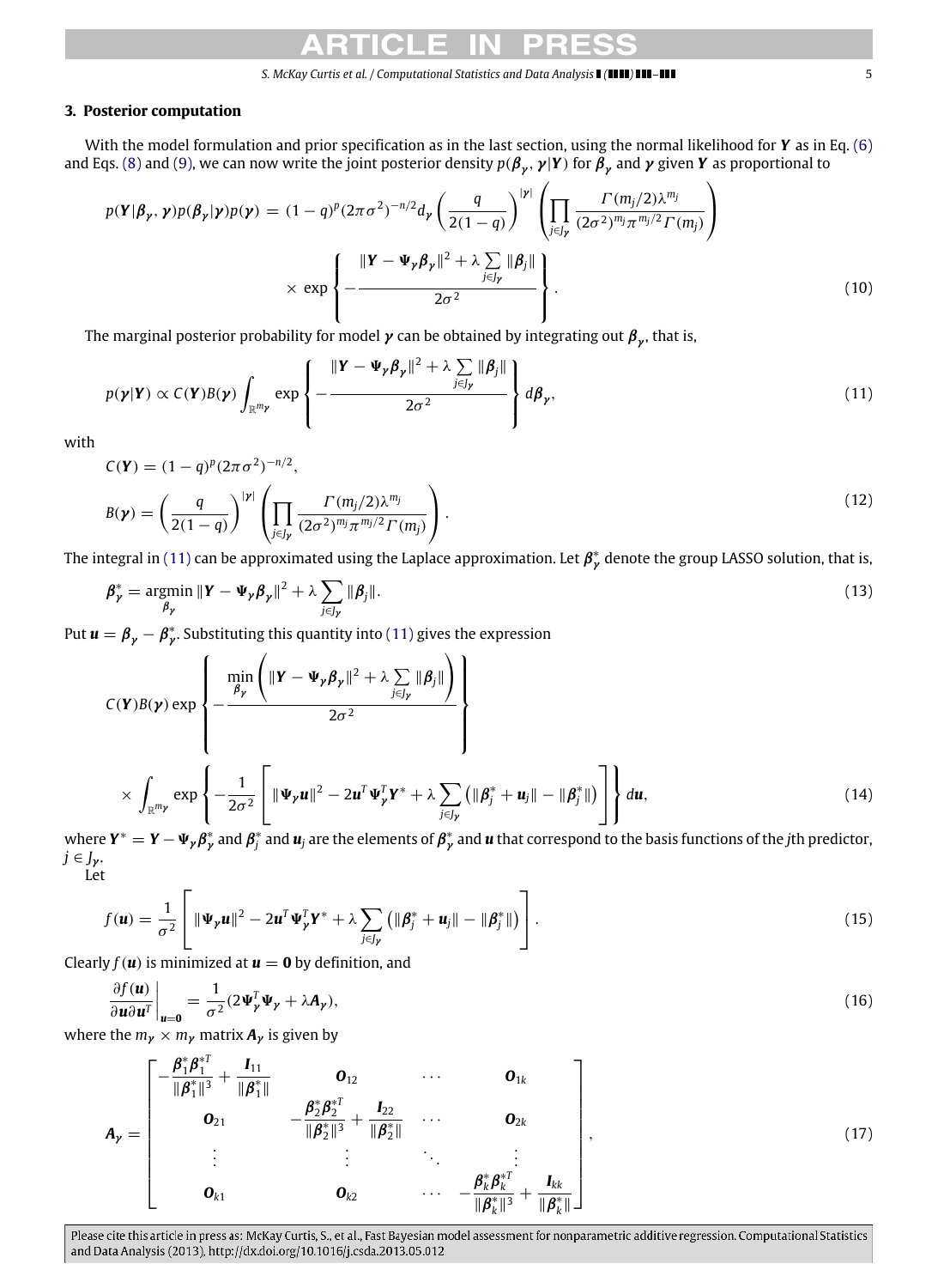## 3. Posterior computation

With the model formulation and prior specification as in the last section, using the normal likelihood for $\boldsymbol{Y}$ as in Eq. (6) and Eqs. (8) and (9), we can now write the joint posterior density $p(\boldsymbol{\beta}_{\boldsymbol{\gamma}}, \boldsymbol{\gamma}|\boldsymbol{Y})$ for $\boldsymbol{\beta}_{\boldsymbol{\gamma}}$ and $\boldsymbol{\gamma}$ given $\boldsymbol{Y}$ as proportional to

$$
p(\boldsymbol{Y}|\boldsymbol{\beta}_{\boldsymbol{\gamma}}, \boldsymbol{\gamma})p(\boldsymbol{\beta}_{\boldsymbol{\gamma}}|\boldsymbol{\gamma})p(\boldsymbol{\gamma}) = (1-q)^p (2\pi\sigma^2)^{-n/2} d_{\boldsymbol{\gamma}} \left(\frac{q}{2(1-q)}\right)^{|\boldsymbol{\gamma}|} \left(\prod_{j \in J_{\boldsymbol{\gamma}}} \frac{\Gamma(m_j/2)\lambda^{m_j}}{(2\sigma^2)^{m_j}\pi^{m_j/2}\Gamma(m_j)}\right) \times \exp\left\{-\frac{\|\boldsymbol{Y} - \boldsymbol{\Psi}_{\boldsymbol{\gamma}}\boldsymbol{\beta}_{\boldsymbol{\gamma}}\|^2 + \lambda \sum_{j \in J_{\boldsymbol{\gamma}}} \|\boldsymbol{\beta}_j\|}{2\sigma^2}\right\}. \tag{10}
$$

The marginal posterior probability for model $\boldsymbol{\gamma}$ can be obtained by integrating out $\boldsymbol{\beta}_{\boldsymbol{\gamma}}$, that is,

$$
p(\boldsymbol{\gamma}|\boldsymbol{Y}) \propto C(\boldsymbol{Y})B(\boldsymbol{\gamma}) \int_{\mathbb{R}^{m_{\boldsymbol{\gamma}}}} \exp\left\{-\frac{\|\boldsymbol{Y} - \boldsymbol{\Psi}_{\boldsymbol{\gamma}}\boldsymbol{\beta}_{\boldsymbol{\gamma}}\|^2 + \lambda \sum_{j \in J_{\boldsymbol{\gamma}}} \|\boldsymbol{\beta}_j\|}{2\sigma^2}\right\} d\boldsymbol{\beta}_{\boldsymbol{\gamma}}, \tag{11}
$$

with

$$
C(\boldsymbol{Y}) = (1-q)^p (2\pi\sigma^2)^{-n/2},
$$

$$
B(\boldsymbol{\gamma}) = \left(\frac{q}{2(1-q)}\right)^{|\boldsymbol{\gamma}|} \left(\prod_{j \in J_{\boldsymbol{\gamma}}} \frac{\Gamma(m_j/2)\lambda^{m_j}}{(2\sigma^2)^{m_j}\pi^{m_j/2}\Gamma(m_j)}\right). \tag{12}
$$

The integral in (11) can be approximated using the Laplace approximation. Let $\boldsymbol{\beta}^*_{\boldsymbol{\gamma}}$ denote the group LASSO solution, that is,

$$
\boldsymbol{\beta}^*_{\boldsymbol{\gamma}} = \underset{\boldsymbol{\beta}_{\boldsymbol{\gamma}}}{\operatorname{argmin}} \|\boldsymbol{Y} - \boldsymbol{\Psi}_{\boldsymbol{\gamma}}\boldsymbol{\beta}_{\boldsymbol{\gamma}}\|^2 + \lambda \sum_{j \in J_{\boldsymbol{\gamma}}} \|\boldsymbol{\beta}_j\|. \tag{13}
$$

Put $\boldsymbol{u} = \boldsymbol{\beta}_{\boldsymbol{\gamma}} - \boldsymbol{\beta}^*_{\boldsymbol{\gamma}}$. Substituting this quantity into (11) gives the expression

$$
C(\boldsymbol{Y})B(\boldsymbol{\gamma}) \exp\left\{-\frac{\min_{\boldsymbol{\beta}_{\boldsymbol{\gamma}}}\left(\|\boldsymbol{Y} - \boldsymbol{\Psi}_{\boldsymbol{\gamma}}\boldsymbol{\beta}_{\boldsymbol{\gamma}}\|^2 + \lambda \sum_{j \in J_{\boldsymbol{\gamma}}} \|\boldsymbol{\beta}_j\|\right)}{2\sigma^2}\right\} \times \int_{\mathbb{R}^{m_{\boldsymbol{\gamma}}}} \exp\left\{-\frac{1}{2\sigma^2}\left[\|\boldsymbol{\Psi}_{\boldsymbol{\gamma}}\boldsymbol{u}\|^2 - 2\boldsymbol{u}^T\boldsymbol{\Psi}_{\boldsymbol{\gamma}}^T\boldsymbol{Y}^* + \lambda \sum_{j \in J_{\boldsymbol{\gamma}}}\left(\|\boldsymbol{\beta}^*_j + \boldsymbol{u}_j\| - \|\boldsymbol{\beta}^*_j\|\right)\right]\right\} d\boldsymbol{u}, \tag{14}
$$

where $\boldsymbol{Y}^* = \boldsymbol{Y} - \boldsymbol{\Psi}_{\boldsymbol{\gamma}}\boldsymbol{\beta}^*_{\boldsymbol{\gamma}}$ and $\boldsymbol{\beta}^*_j$ and $\boldsymbol{u}_j$ are the elements of $\boldsymbol{\beta}^*_{\boldsymbol{\gamma}}$ and $\boldsymbol{u}$ that correspond to the basis functions of the $j$th predictor, $j \in J_{\boldsymbol{\gamma}}$.

Let

$$
f(\boldsymbol{u}) = \frac{1}{\sigma^2}\left[\|\boldsymbol{\Psi}_{\boldsymbol{\gamma}}\boldsymbol{u}\|^2 - 2\boldsymbol{u}^T\boldsymbol{\Psi}_{\boldsymbol{\gamma}}^T\boldsymbol{Y}^* + \lambda \sum_{j \in J_{\boldsymbol{\gamma}}}\left(\|\boldsymbol{\beta}^*_j + \boldsymbol{u}_j\| - \|\boldsymbol{\beta}^*_j\|\right)\right]. \tag{15}
$$

Clearly $f(\boldsymbol{u})$ is minimized at $\boldsymbol{u} = \boldsymbol{0}$ by definition, and

$$
\left.\frac{\partial f(\boldsymbol{u})}{\partial \boldsymbol{u}\partial \boldsymbol{u}^T}\right|_{\boldsymbol{u}=\boldsymbol{0}} = \frac{1}{\sigma^2}(2\boldsymbol{\Psi}_{\boldsymbol{\gamma}}^T\boldsymbol{\Psi}_{\boldsymbol{\gamma}} + \lambda\boldsymbol{A}_{\boldsymbol{\gamma}}), \tag{16}
$$

where the $m_{\boldsymbol{\gamma}} \times m_{\boldsymbol{\gamma}}$ matrix $\boldsymbol{A}_{\boldsymbol{\gamma}}$ is given by

$$
\boldsymbol{A}_{\boldsymbol{\gamma}} = \begin{bmatrix}
-\frac{\boldsymbol{\beta}^*_1\boldsymbol{\beta}^{*T}_1}{\|\boldsymbol{\beta}^*_1\|^3} + \frac{\boldsymbol{I}_{11}}{\|\boldsymbol{\beta}^*_1\|} & \boldsymbol{O}_{12} & \cdots & \boldsymbol{O}_{1k} \\
\boldsymbol{O}_{21} & -\frac{\boldsymbol{\beta}^*_2\boldsymbol{\beta}^{*T}_2}{\|\boldsymbol{\beta}^*_2\|^3} + \frac{\boldsymbol{I}_{22}}{\|\boldsymbol{\beta}^*_2\|} & \cdots & \boldsymbol{O}_{2k} \\
\vdots & \vdots & \ddots & \vdots \\
\boldsymbol{O}_{k1} & \boldsymbol{O}_{k2} & \cdots & -\frac{\boldsymbol{\beta}^*_k\boldsymbol{\beta}^{*T}_k}{\|\boldsymbol{\beta}^*_k\|^3} + \frac{\boldsymbol{I}_{kk}}{\|\boldsymbol{\beta}^*_k\|}
\end{bmatrix}, \tag{17}
$$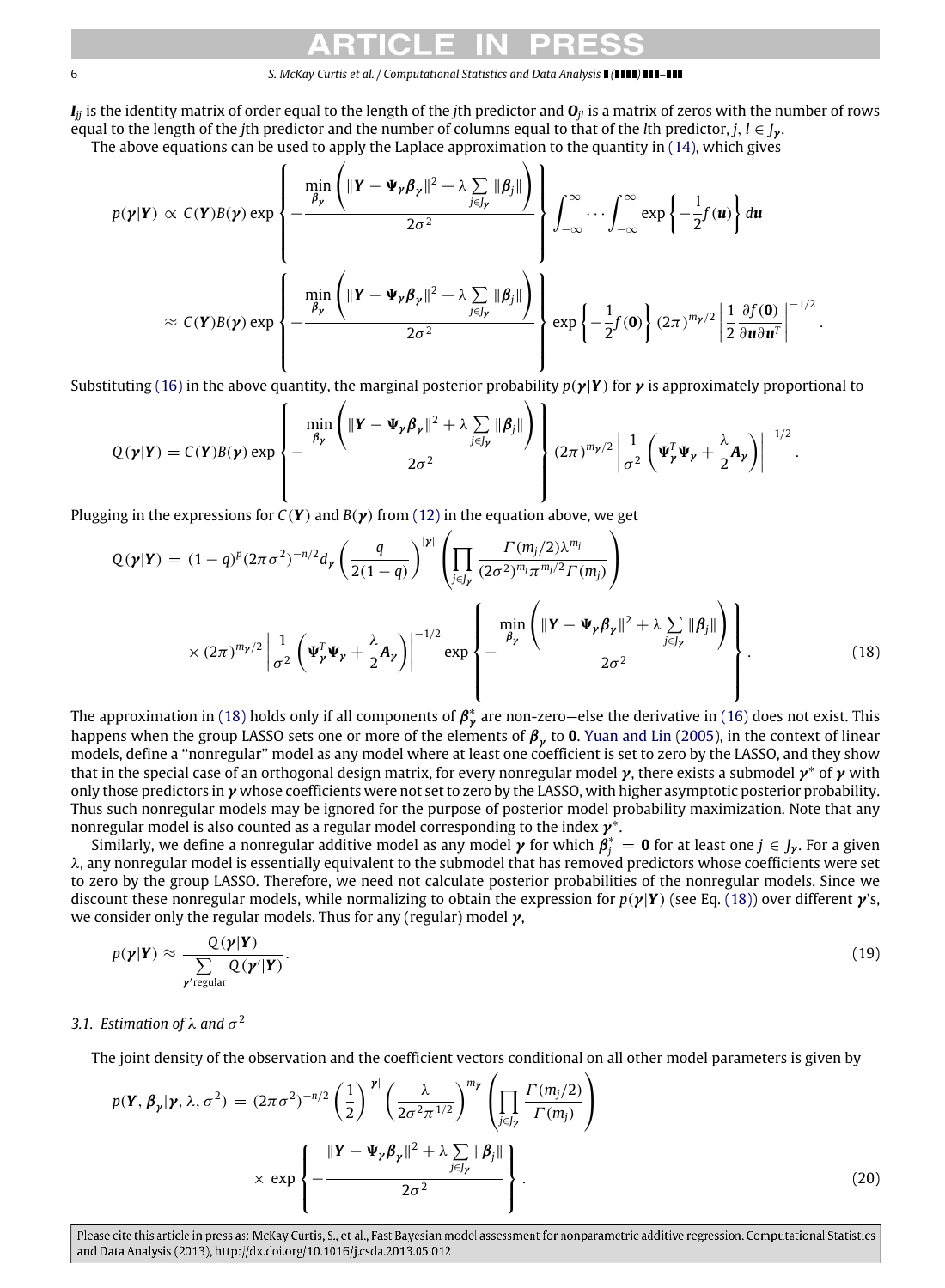$\boldsymbol{I}_{jj}$ is the identity matrix of order equal to the length of the $j$th predictor and $\boldsymbol{O}_{jl}$ is a matrix of zeros with the number of rows equal to the length of the $j$th predictor and the number of columns equal to that of the $l$th predictor, $j, l \in J_{\boldsymbol{\gamma}}$.

The above equations can be used to apply the Laplace approximation to the quantity in (14), which gives

$$
\begin{aligned}
p(\boldsymbol{\gamma}|\boldsymbol{Y}) &\propto C(\boldsymbol{Y})B(\boldsymbol{\gamma}) \exp\left\{ -\frac{\min\limits_{\boldsymbol{\beta}_{\boldsymbol{\gamma}}} \left( \|\boldsymbol{Y} - \boldsymbol{\Psi}_{\boldsymbol{\gamma}}\boldsymbol{\beta}_{\boldsymbol{\gamma}}\|^2 + \lambda \sum_{j \in J_{\boldsymbol{\gamma}}} \|\boldsymbol{\beta}_j\| \right)}{2\sigma^2} \right\} \int_{-\infty}^{\infty} \cdots \int_{-\infty}^{\infty} \exp\left\{ -\frac{1}{2} f(\boldsymbol{u}) \right\} d\boldsymbol{u} \\
&\approx C(\boldsymbol{Y})B(\boldsymbol{\gamma}) \exp\left\{ -\frac{\min\limits_{\boldsymbol{\beta}_{\boldsymbol{\gamma}}} \left( \|\boldsymbol{Y} - \boldsymbol{\Psi}_{\boldsymbol{\gamma}}\boldsymbol{\beta}_{\boldsymbol{\gamma}}\|^2 + \lambda \sum_{j \in J_{\boldsymbol{\gamma}}} \|\boldsymbol{\beta}_j\| \right)}{2\sigma^2} \right\} \exp\left\{ -\frac{1}{2} f(\boldsymbol{0}) \right\} (2\pi)^{m_{\boldsymbol{\gamma}}/2} \left| \frac{1}{2} \frac{\partial f(\boldsymbol{0})}{\partial \boldsymbol{u} \partial \boldsymbol{u}^T} \right|^{-1/2}.
\end{aligned}
$$

Substituting (16) in the above quantity, the marginal posterior probability $p(\boldsymbol{\gamma}|\boldsymbol{Y})$ for $\boldsymbol{\gamma}$ is approximately proportional to

$$
Q(\boldsymbol{\gamma}|\boldsymbol{Y}) = C(\boldsymbol{Y})B(\boldsymbol{\gamma}) \exp\left\{ -\frac{\min\limits_{\boldsymbol{\beta}_{\boldsymbol{\gamma}}} \left( \|\boldsymbol{Y} - \boldsymbol{\Psi}_{\boldsymbol{\gamma}}\boldsymbol{\beta}_{\boldsymbol{\gamma}}\|^2 + \lambda \sum_{j \in J_{\boldsymbol{\gamma}}} \|\boldsymbol{\beta}_j\| \right)}{2\sigma^2} \right\} (2\pi)^{m_{\boldsymbol{\gamma}}/2} \left| \frac{1}{\sigma^2} \left( \boldsymbol{\Psi}_{\boldsymbol{\gamma}}^T \boldsymbol{\Psi}_{\boldsymbol{\gamma}} + \frac{\lambda}{2} \boldsymbol{A}_{\boldsymbol{\gamma}} \right) \right|^{-1/2}.
$$

Plugging in the expressions for $C(\boldsymbol{Y})$ and $B(\boldsymbol{\gamma})$ from (12) in the equation above, we get

$$
\begin{aligned}
Q(\boldsymbol{\gamma}|\boldsymbol{Y}) &= (1-q)^p (2\pi\sigma^2)^{-n/2} d_{\boldsymbol{\gamma}} \left( \frac{q}{2(1-q)} \right)^{|\boldsymbol{\gamma}|} \left( \prod_{j \in J_{\boldsymbol{\gamma}}} \frac{\Gamma(m_j/2)\lambda^{m_j}}{(2\sigma^2)^{m_j} \pi^{m_j/2} \Gamma(m_j)} \right) \\
&\quad \times (2\pi)^{m_{\boldsymbol{\gamma}}/2} \left| \frac{1}{\sigma^2} \left( \boldsymbol{\Psi}_{\boldsymbol{\gamma}}^T \boldsymbol{\Psi}_{\boldsymbol{\gamma}} + \frac{\lambda}{2} \boldsymbol{A}_{\boldsymbol{\gamma}} \right) \right|^{-1/2} \exp\left\{ -\frac{\min\limits_{\boldsymbol{\beta}_{\boldsymbol{\gamma}}} \left( \|\boldsymbol{Y} - \boldsymbol{\Psi}_{\boldsymbol{\gamma}}\boldsymbol{\beta}_{\boldsymbol{\gamma}}\|^2 + \lambda \sum_{j \in J_{\boldsymbol{\gamma}}} \|\boldsymbol{\beta}_j\| \right)}{2\sigma^2} \right\}.
\end{aligned}
\tag{18}
$$

The approximation in (18) holds only if all components of $\boldsymbol{\beta}_{\boldsymbol{\gamma}}^*$ are non-zero—else the derivative in (16) does not exist. This happens when the group LASSO sets one or more of the elements of $\boldsymbol{\beta}_{\boldsymbol{\gamma}}$ to $\boldsymbol{0}$. Yuan and Lin (2005), in the context of linear models, define a "nonregular" model as any model where at least one coefficient is set to zero by the LASSO, and they show that in the special case of an orthogonal design matrix, for every nonregular model $\boldsymbol{\gamma}$, there exists a submodel $\boldsymbol{\gamma}^*$ of $\boldsymbol{\gamma}$ with only those predictors in $\boldsymbol{\gamma}$ whose coefficients were not set to zero by the LASSO, with higher asymptotic posterior probability. Thus such nonregular models may be ignored for the purpose of posterior model probability maximization. Note that any nonregular model is also counted as a regular model corresponding to the index $\boldsymbol{\gamma}^*$.

Similarly, we define a nonregular additive model as any model $\boldsymbol{\gamma}$ for which $\boldsymbol{\beta}_j^* = \boldsymbol{0}$ for at least one $j \in J_{\boldsymbol{\gamma}}$. For a given $\lambda$, any nonregular model is essentially equivalent to the submodel that has removed predictors whose coefficients were set to zero by the group LASSO. Therefore, we need not calculate posterior probabilities of the nonregular models. Since we discount these nonregular models, while normalizing to obtain the expression for $p(\boldsymbol{\gamma}|\boldsymbol{Y})$ (see Eq. (18)) over different $\boldsymbol{\gamma}$'s, we consider only the regular models. Thus for any (regular) model $\boldsymbol{\gamma}$,

$$
p(\boldsymbol{\gamma}|\boldsymbol{Y}) \approx \frac{Q(\boldsymbol{\gamma}|\boldsymbol{Y})}{\sum\limits_{\boldsymbol{\gamma}' \text{regular}} Q(\boldsymbol{\gamma}'|\boldsymbol{Y})}.
\tag{19}
$$

### 3.1. Estimation of $\lambda$ and $\sigma^2$

The joint density of the observation and the coefficient vectors conditional on all other model parameters is given by

$$
\begin{aligned}
p(\boldsymbol{Y}, \boldsymbol{\beta}_{\boldsymbol{\gamma}}|\boldsymbol{\gamma}, \lambda, \sigma^2) &= (2\pi\sigma^2)^{-n/2} \left( \frac{1}{2} \right)^{|\boldsymbol{\gamma}|} \left( \frac{\lambda}{2\sigma^2 \pi^{1/2}} \right)^{m_{\boldsymbol{\gamma}}} \left( \prod_{j \in J_{\boldsymbol{\gamma}}} \frac{\Gamma(m_j/2)}{\Gamma(m_j)} \right) \\
&\quad \times \exp\left\{ -\frac{\|\boldsymbol{Y} - \boldsymbol{\Psi}_{\boldsymbol{\gamma}}\boldsymbol{\beta}_{\boldsymbol{\gamma}}\|^2 + \lambda \sum_{j \in J_{\boldsymbol{\gamma}}} \|\boldsymbol{\beta}_j\|}{2\sigma^2} \right\}.
\end{aligned}
\tag{20}
$$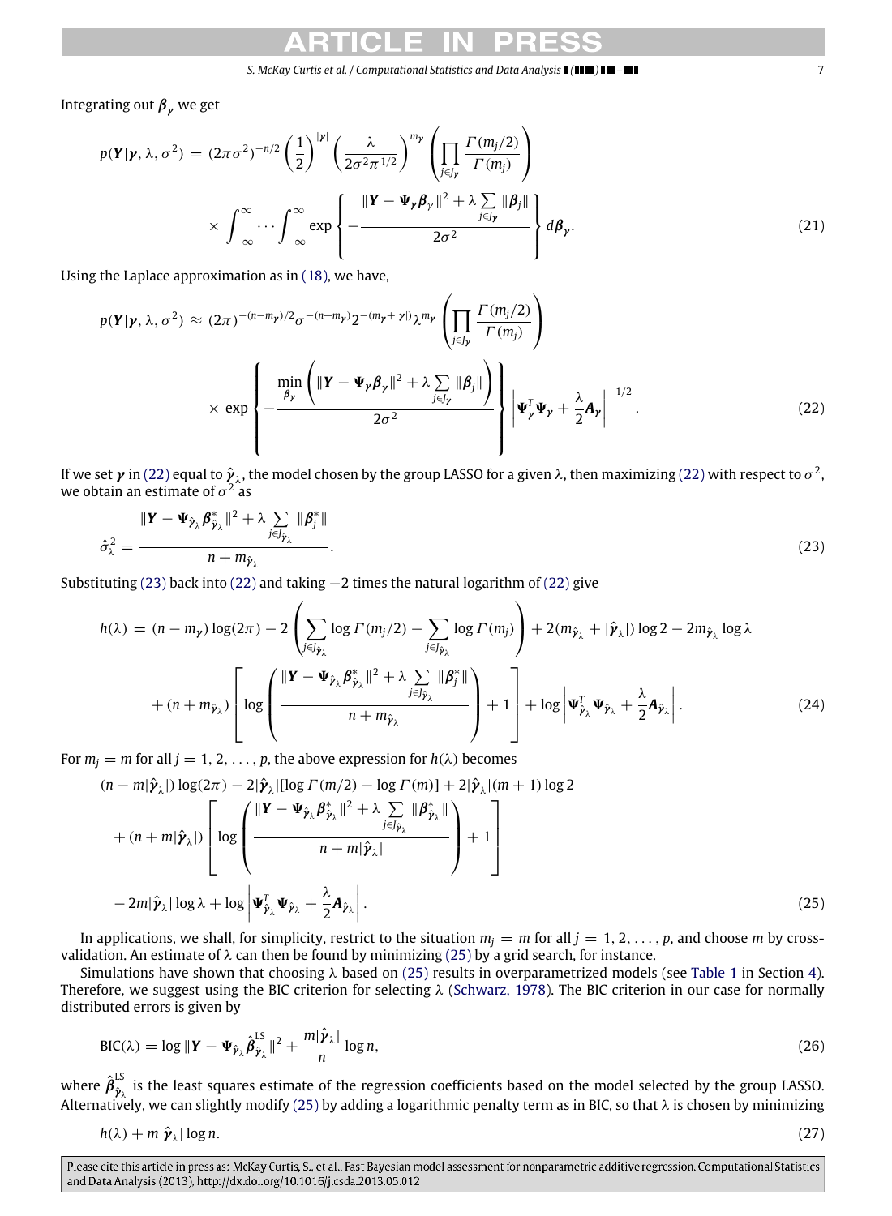Integrating out $\boldsymbol{\beta}_{\boldsymbol{\gamma}}$ we get

$$p(\boldsymbol{Y}|\boldsymbol{\gamma}, \lambda, \sigma^2) = (2\pi\sigma^2)^{-n/2} \left(\frac{1}{2}\right)^{|\boldsymbol{\gamma}|} \left(\frac{\lambda}{2\sigma^2\pi^{1/2}}\right)^{m_{\boldsymbol{\gamma}}} \left(\prod_{j\in J_{\boldsymbol{\gamma}}} \frac{\Gamma(m_j/2)}{\Gamma(m_j)}\right) \times \int_{-\infty}^{\infty} \cdots \int_{-\infty}^{\infty} \exp\left\{-\frac{\|\boldsymbol{Y} - \boldsymbol{\Psi}_{\boldsymbol{\gamma}}\boldsymbol{\beta}_{\boldsymbol{\gamma}}\|^2 + \lambda \sum_{j\in J_{\boldsymbol{\gamma}}} \|\boldsymbol{\beta}_j\|}{2\sigma^2}\right\} d\boldsymbol{\beta}_{\boldsymbol{\gamma}}. \tag{21}$$

Using the Laplace approximation as in (18), we have,

$$p(\boldsymbol{Y}|\boldsymbol{\gamma}, \lambda, \sigma^2) \approx (2\pi)^{-(n-m_{\boldsymbol{\gamma}})/2} \sigma^{-(n+m_{\boldsymbol{\gamma}})} 2^{-(m_{\boldsymbol{\gamma}}+|\boldsymbol{\gamma}|)} \lambda^{m_{\boldsymbol{\gamma}}} \left(\prod_{j\in J_{\boldsymbol{\gamma}}} \frac{\Gamma(m_j/2)}{\Gamma(m_j)}\right) \times \exp\left\{-\frac{\min\limits_{\boldsymbol{\beta}_{\boldsymbol{\gamma}}} \left(\|\boldsymbol{Y} - \boldsymbol{\Psi}_{\boldsymbol{\gamma}}\boldsymbol{\beta}_{\boldsymbol{\gamma}}\|^2 + \lambda \sum_{j\in J_{\boldsymbol{\gamma}}} \|\boldsymbol{\beta}_j\|\right)}{2\sigma^2}\right\} \left|\boldsymbol{\Psi}_{\boldsymbol{\gamma}}^T \boldsymbol{\Psi}_{\boldsymbol{\gamma}} + \frac{\lambda}{2}\boldsymbol{A}_{\boldsymbol{\gamma}}\right|^{-1/2}. \tag{22}$$

If we set $\boldsymbol{\gamma}$ in (22) equal to $\hat{\boldsymbol{\gamma}}_\lambda$, the model chosen by the group LASSO for a given $\lambda$, then maximizing (22) with respect to $\sigma^2$, we obtain an estimate of $\sigma^2$ as

$$\hat{\sigma}_\lambda^2 = \frac{\|\boldsymbol{Y} - \boldsymbol{\Psi}_{\hat{\boldsymbol{\gamma}}_\lambda}\boldsymbol{\beta}_{\hat{\boldsymbol{\gamma}}_\lambda}^*\|^2 + \lambda \sum_{j\in J_{\hat{\boldsymbol{\gamma}}_\lambda}} \|\boldsymbol{\beta}_j^*\|}{n + m_{\hat{\boldsymbol{\gamma}}_\lambda}}. \tag{23}$$

Substituting (23) back into (22) and taking $-2$ times the natural logarithm of (22) give

$$h(\lambda) = (n - m_{\boldsymbol{\gamma}}) \log(2\pi) - 2\left(\sum_{j\in J_{\hat{\boldsymbol{\gamma}}_\lambda}} \log\Gamma(m_j/2) - \sum_{j\in J_{\hat{\boldsymbol{\gamma}}_\lambda}} \log\Gamma(m_j)\right) + 2(m_{\hat{\boldsymbol{\gamma}}_\lambda} + |\hat{\boldsymbol{\gamma}}_\lambda|)\log 2 - 2m_{\hat{\boldsymbol{\gamma}}_\lambda}\log\lambda + (n + m_{\hat{\boldsymbol{\gamma}}_\lambda})\left[\log\left(\frac{\|\boldsymbol{Y} - \boldsymbol{\Psi}_{\hat{\boldsymbol{\gamma}}_\lambda}\boldsymbol{\beta}_{\hat{\boldsymbol{\gamma}}_\lambda}^*\|^2 + \lambda \sum_{j\in J_{\hat{\boldsymbol{\gamma}}_\lambda}} \|\boldsymbol{\beta}_j^*\|}{n + m_{\hat{\boldsymbol{\gamma}}_\lambda}}\right) + 1\right] + \log\left|\boldsymbol{\Psi}_{\hat{\boldsymbol{\gamma}}_\lambda}^T \boldsymbol{\Psi}_{\hat{\boldsymbol{\gamma}}_\lambda} + \frac{\lambda}{2}\boldsymbol{A}_{\hat{\boldsymbol{\gamma}}_\lambda}\right|. \tag{24}$$

For $m_j = m$ for all $j = 1, 2, \ldots, p$, the above expression for $h(\lambda)$ becomes

$$(n - m|\hat{\boldsymbol{\gamma}}_\lambda|)\log(2\pi) - 2|\hat{\boldsymbol{\gamma}}_\lambda|[\log\Gamma(m/2) - \log\Gamma(m)] + 2|\hat{\boldsymbol{\gamma}}_\lambda|(m+1)\log 2 + (n + m|\hat{\boldsymbol{\gamma}}_\lambda|)\left[\log\left(\frac{\|\boldsymbol{Y} - \boldsymbol{\Psi}_{\hat{\boldsymbol{\gamma}}_\lambda}\boldsymbol{\beta}_{\hat{\boldsymbol{\gamma}}_\lambda}^*\|^2 + \lambda \sum_{j\in J_{\hat{\boldsymbol{\gamma}}_\lambda}} \|\boldsymbol{\beta}_{\hat{\boldsymbol{\gamma}}_\lambda}^*\|}{n + m|\hat{\boldsymbol{\gamma}}_\lambda|}\right) + 1\right] - 2m|\hat{\boldsymbol{\gamma}}_\lambda|\log\lambda + \log\left|\boldsymbol{\Psi}_{\hat{\boldsymbol{\gamma}}_\lambda}^T \boldsymbol{\Psi}_{\hat{\boldsymbol{\gamma}}_\lambda} + \frac{\lambda}{2}\boldsymbol{A}_{\hat{\boldsymbol{\gamma}}_\lambda}\right|. \tag{25}$$

In applications, we shall, for simplicity, restrict to the situation $m_j = m$ for all $j = 1, 2, \ldots, p$, and choose $m$ by cross-validation. An estimate of $\lambda$ can then be found by minimizing (25) by a grid search, for instance.

Simulations have shown that choosing $\lambda$ based on (25) results in overparametrized models (see Table 1 in Section 4). Therefore, we suggest using the BIC criterion for selecting $\lambda$ (Schwarz, 1978). The BIC criterion in our case for normally distributed errors is given by

$$\text{BIC}(\lambda) = \log\|\boldsymbol{Y} - \boldsymbol{\Psi}_{\hat{\boldsymbol{\gamma}}_\lambda}\hat{\boldsymbol{\beta}}_{\hat{\boldsymbol{\gamma}}_\lambda}^{\text{LS}}\|^2 + \frac{m|\hat{\boldsymbol{\gamma}}_\lambda|}{n}\log n, \tag{26}$$

where $\hat{\boldsymbol{\beta}}_{\hat{\boldsymbol{\gamma}}_\lambda}^{\text{LS}}$ is the least squares estimate of the regression coefficients based on the model selected by the group LASSO. Alternatively, we can slightly modify (25) by adding a logarithmic penalty term as in BIC, so that $\lambda$ is chosen by minimizing

$$h(\lambda) + m|\hat{\boldsymbol{\gamma}}_\lambda|\log n. \tag{27}$$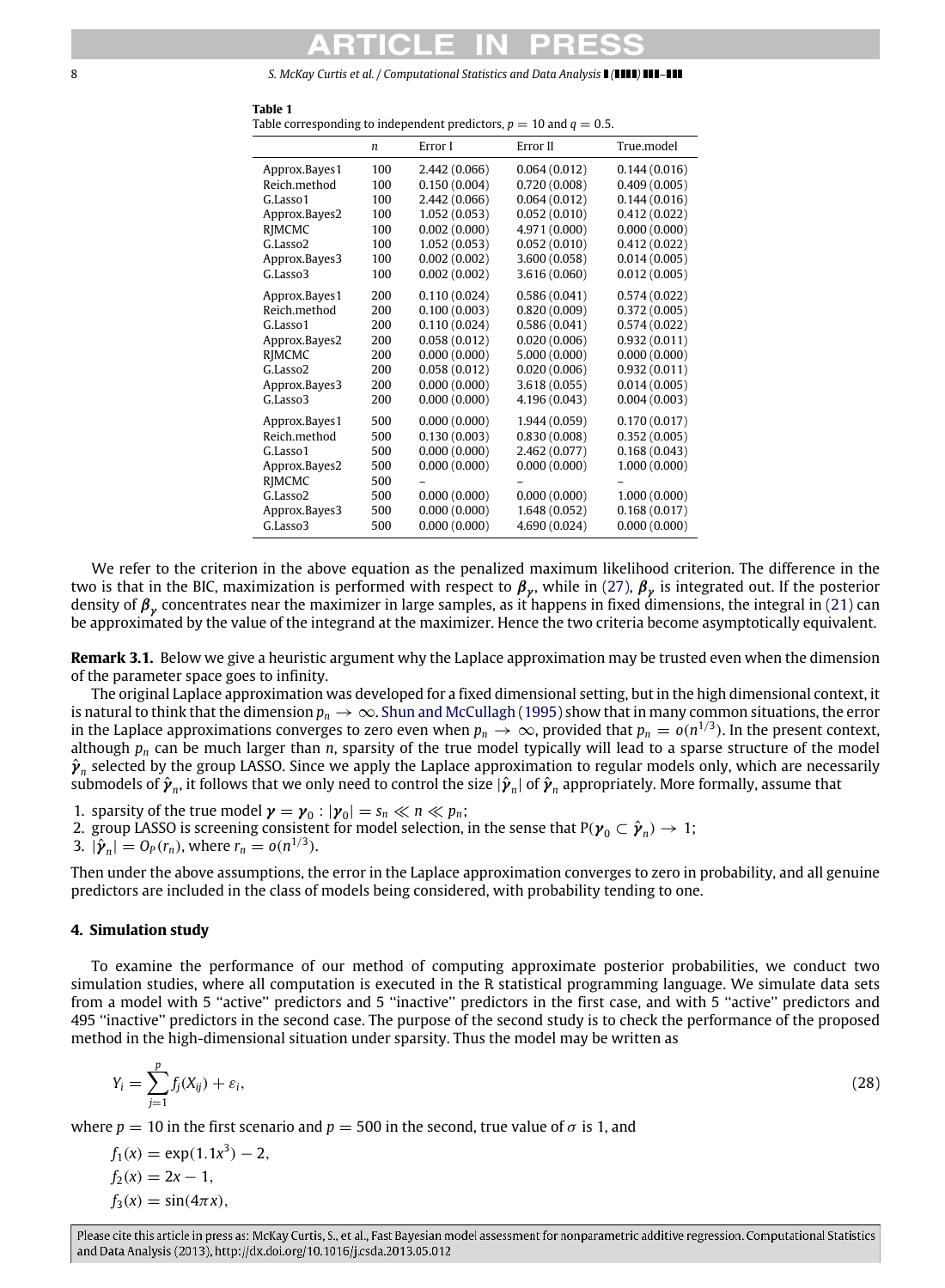**Table 1**
Table corresponding to independent predictors, $p = 10$ and $q = 0.5$.

| | $n$ | Error I | Error II | True.model |
|---|---|---|---|---|
| Approx.Bayes1 | 100 | 2.442 (0.066) | 0.064 (0.012) | 0.144 (0.016) |
| Reich.method | 100 | 0.150 (0.004) | 0.720 (0.008) | 0.409 (0.005) |
| G.Lasso1 | 100 | 2.442 (0.066) | 0.064 (0.012) | 0.144 (0.016) |
| Approx.Bayes2 | 100 | 1.052 (0.053) | 0.052 (0.010) | 0.412 (0.022) |
| RJMCMC | 100 | 0.002 (0.000) | 4.971 (0.000) | 0.000 (0.000) |
| G.Lasso2 | 100 | 1.052 (0.053) | 0.052 (0.010) | 0.412 (0.022) |
| Approx.Bayes3 | 100 | 0.002 (0.002) | 3.600 (0.058) | 0.014 (0.005) |
| G.Lasso3 | 100 | 0.002 (0.002) | 3.616 (0.060) | 0.012 (0.005) |
| Approx.Bayes1 | 200 | 0.110 (0.024) | 0.586 (0.041) | 0.574 (0.022) |
| Reich.method | 200 | 0.100 (0.003) | 0.820 (0.009) | 0.372 (0.005) |
| G.Lasso1 | 200 | 0.110 (0.024) | 0.586 (0.041) | 0.574 (0.022) |
| Approx.Bayes2 | 200 | 0.058 (0.012) | 0.020 (0.006) | 0.932 (0.011) |
| RJMCMC | 200 | 0.000 (0.000) | 5.000 (0.000) | 0.000 (0.000) |
| G.Lasso2 | 200 | 0.058 (0.012) | 0.020 (0.006) | 0.932 (0.011) |
| Approx.Bayes3 | 200 | 0.000 (0.000) | 3.618 (0.055) | 0.014 (0.005) |
| G.Lasso3 | 200 | 0.000 (0.000) | 4.196 (0.043) | 0.004 (0.003) |
| Approx.Bayes1 | 500 | 0.000 (0.000) | 1.944 (0.059) | 0.170 (0.017) |
| Reich.method | 500 | 0.130 (0.003) | 0.830 (0.008) | 0.352 (0.005) |
| G.Lasso1 | 500 | 0.000 (0.000) | 2.462 (0.077) | 0.168 (0.043) |
| Approx.Bayes2 | 500 | 0.000 (0.000) | 0.000 (0.000) | 1.000 (0.000) |
| RJMCMC | 500 | – | – | – |
| G.Lasso2 | 500 | 0.000 (0.000) | 0.000 (0.000) | 1.000 (0.000) |
| Approx.Bayes3 | 500 | 0.000 (0.000) | 1.648 (0.052) | 0.168 (0.017) |
| G.Lasso3 | 500 | 0.000 (0.000) | 4.690 (0.024) | 0.000 (0.000) |

We refer to the criterion in the above equation as the penalized maximum likelihood criterion. The difference in the two is that in the BIC, maximization is performed with respect to $\boldsymbol{\beta}_\gamma$, while in (27), $\boldsymbol{\beta}_\gamma$ is integrated out. If the posterior density of $\boldsymbol{\beta}_\gamma$ concentrates near the maximizer in large samples, as it happens in fixed dimensions, the integral in (21) can be approximated by the value of the integrand at the maximizer. Hence the two criteria become asymptotically equivalent.

**Remark 3.1.** Below we give a heuristic argument why the Laplace approximation may be trusted even when the dimension of the parameter space goes to infinity.

The original Laplace approximation was developed for a fixed dimensional setting, but in the high dimensional context, it is natural to think that the dimension $p_n \to \infty$. Shun and McCullagh (1995) show that in many common situations, the error in the Laplace approximations converges to zero even when $p_n \to \infty$, provided that $p_n = o(n^{1/3})$. In the present context, although $p_n$ can be much larger than $n$, sparsity of the true model typically will lead to a sparse structure of the model $\hat{\boldsymbol{\gamma}}_n$ selected by the group LASSO. Since we apply the Laplace approximation to regular models only, which are necessarily submodels of $\hat{\boldsymbol{\gamma}}_n$, it follows that we only need to control the size $|\hat{\boldsymbol{\gamma}}_n|$ of $\hat{\boldsymbol{\gamma}}_n$ appropriately. More formally, assume that

1. sparsity of the true model $\boldsymbol{\gamma} = \boldsymbol{\gamma}_0 : |\boldsymbol{\gamma}_0| = s_n \ll n \ll p_n$;
2. group LASSO is screening consistent for model selection, in the sense that $\mathrm{P}(\boldsymbol{\gamma}_0 \subset \hat{\boldsymbol{\gamma}}_n) \to 1$;
3. $|\hat{\boldsymbol{\gamma}}_n| = O_P(r_n)$, where $r_n = o(n^{1/3})$.

Then under the above assumptions, the error in the Laplace approximation converges to zero in probability, and all genuine predictors are included in the class of models being considered, with probability tending to one.

## 4. Simulation study

To examine the performance of our method of computing approximate posterior probabilities, we conduct two simulation studies, where all computation is executed in the R statistical programming language. We simulate data sets from a model with 5 "active" predictors and 5 "inactive" predictors in the first case, and with 5 "active" predictors and 495 "inactive" predictors in the second case. The purpose of the second study is to check the performance of the proposed method in the high-dimensional situation under sparsity. Thus the model may be written as

$$Y_i = \sum_{j=1}^{p} f_j(X_{ij}) + \varepsilon_i, \tag{28}$$

where $p = 10$ in the first scenario and $p = 500$ in the second, true value of $\sigma$ is 1, and

$$f_1(x) = \exp(1.1x^3) - 2,$$
$$f_2(x) = 2x - 1,$$
$$f_3(x) = \sin(4\pi x),$$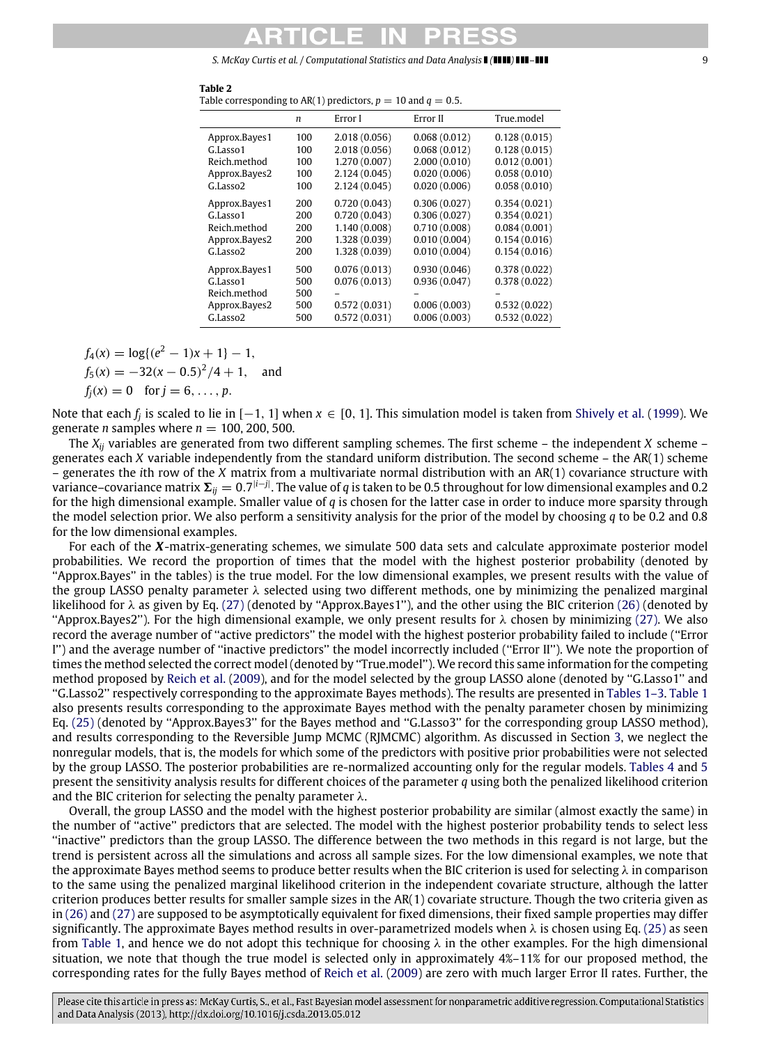**Table 2**
Table corresponding to AR(1) predictors, $p = 10$ and $q = 0.5$.

| | $n$ | Error I | Error II | True.model |
|---|---|---|---|---|
| Approx.Bayes1 | 100 | 2.018 (0.056) | 0.068 (0.012) | 0.128 (0.015) |
| G.Lasso1 | 100 | 2.018 (0.056) | 0.068 (0.012) | 0.128 (0.015) |
| Reich.method | 100 | 1.270 (0.007) | 2.000 (0.010) | 0.012 (0.001) |
| Approx.Bayes2 | 100 | 2.124 (0.045) | 0.020 (0.006) | 0.058 (0.010) |
| G.Lasso2 | 100 | 2.124 (0.045) | 0.020 (0.006) | 0.058 (0.010) |
| Approx.Bayes1 | 200 | 0.720 (0.043) | 0.306 (0.027) | 0.354 (0.021) |
| G.Lasso1 | 200 | 0.720 (0.043) | 0.306 (0.027) | 0.354 (0.021) |
| Reich.method | 200 | 1.140 (0.008) | 0.710 (0.008) | 0.084 (0.001) |
| Approx.Bayes2 | 200 | 1.328 (0.039) | 0.010 (0.004) | 0.154 (0.016) |
| G.Lasso2 | 200 | 1.328 (0.039) | 0.010 (0.004) | 0.154 (0.016) |
| Approx.Bayes1 | 500 | 0.076 (0.013) | 0.930 (0.046) | 0.378 (0.022) |
| G.Lasso1 | 500 | 0.076 (0.013) | 0.936 (0.047) | 0.378 (0.022) |
| Reich.method | 500 | – | – | – |
| Approx.Bayes2 | 500 | 0.572 (0.031) | 0.006 (0.003) | 0.532 (0.022) |
| G.Lasso2 | 500 | 0.572 (0.031) | 0.006 (0.003) | 0.532 (0.022) |

$$f_4(x) = \log\{(e^2 - 1)x + 1\} - 1,$$
$$f_5(x) = -32(x - 0.5)^2/4 + 1, \quad \text{and}$$
$$f_j(x) = 0 \quad \text{for } j = 6, \ldots, p.$$

Note that each $f_j$ is scaled to lie in $[-1, 1]$ when $x \in [0, 1]$. This simulation model is taken from Shively et al. (1999). We generate $n$ samples where $n = 100, 200, 500$.

The $X_{ij}$ variables are generated from two different sampling schemes. The first scheme – the independent $X$ scheme – generates each $X$ variable independently from the standard uniform distribution. The second scheme – the AR(1) scheme – generates the $i$th row of the $X$ matrix from a multivariate normal distribution with an AR(1) covariance structure with variance–covariance matrix $\boldsymbol{\Sigma}_{ij} = 0.7^{|i-j|}$. The value of $q$ is taken to be 0.5 throughout for low dimensional examples and 0.2 for the high dimensional example. Smaller value of $q$ is chosen for the latter case in order to induce more sparsity through the model selection prior. We also perform a sensitivity analysis for the prior of the model by choosing $q$ to be 0.2 and 0.8 for the low dimensional examples.

For each of the $\boldsymbol{X}$-matrix-generating schemes, we simulate 500 data sets and calculate approximate posterior model probabilities. We record the proportion of times that the model with the highest posterior probability (denoted by "Approx.Bayes" in the tables) is the true model. For the low dimensional examples, we present results with the value of the group LASSO penalty parameter $\lambda$ selected using two different methods, one by minimizing the penalized marginal likelihood for $\lambda$ as given by Eq. (27) (denoted by "Approx.Bayes1"), and the other using the BIC criterion (26) (denoted by "Approx.Bayes2"). For the high dimensional example, we only present results for $\lambda$ chosen by minimizing (27). We also record the average number of "active predictors" the model with the highest posterior probability failed to include ("Error I") and the average number of "inactive predictors" the model incorrectly included ("Error II"). We note the proportion of times the method selected the correct model (denoted by "True.model"). We record this same information for the competing method proposed by Reich et al. (2009), and for the model selected by the group LASSO alone (denoted by "G.Lasso1" and "G.Lasso2" respectively corresponding to the approximate Bayes methods). The results are presented in Tables 1–3. Table 1 also presents results corresponding to the approximate Bayes method with the penalty parameter chosen by minimizing Eq. (25) (denoted by "Approx.Bayes3" for the Bayes method and "G.Lasso3" for the corresponding group LASSO method), and results corresponding to the Reversible Jump MCMC (RJMCMC) algorithm. As discussed in Section 3, we neglect the nonregular models, that is, the models for which some of the predictors with positive prior probabilities were not selected by the group LASSO. The posterior probabilities are re-normalized accounting only for the regular models. Tables 4 and 5 present the sensitivity analysis results for different choices of the parameter $q$ using both the penalized likelihood criterion and the BIC criterion for selecting the penalty parameter $\lambda$.

Overall, the group LASSO and the model with the highest posterior probability are similar (almost exactly the same) in the number of "active" predictors that are selected. The model with the highest posterior probability tends to select less "inactive" predictors than the group LASSO. The difference between the two methods in this regard is not large, but the trend is persistent across all the simulations and across all sample sizes. For the low dimensional examples, we note that the approximate Bayes method seems to produce better results when the BIC criterion is used for selecting $\lambda$ in comparison to the same using the penalized marginal likelihood criterion in the independent covariate structure, although the latter criterion produces better results for smaller sample sizes in the AR(1) covariate structure. Though the two criteria given as in (26) and (27) are supposed to be asymptotically equivalent for fixed dimensions, their fixed sample properties may differ significantly. The approximate Bayes method results in over-parametrized models when $\lambda$ is chosen using Eq. (25) as seen from Table 1, and hence we do not adopt this technique for choosing $\lambda$ in the other examples. For the high dimensional situation, we note that though the true model is selected only in approximately 4%–11% for our proposed method, the corresponding rates for the fully Bayes method of Reich et al. (2009) are zero with much larger Error II rates. Further, the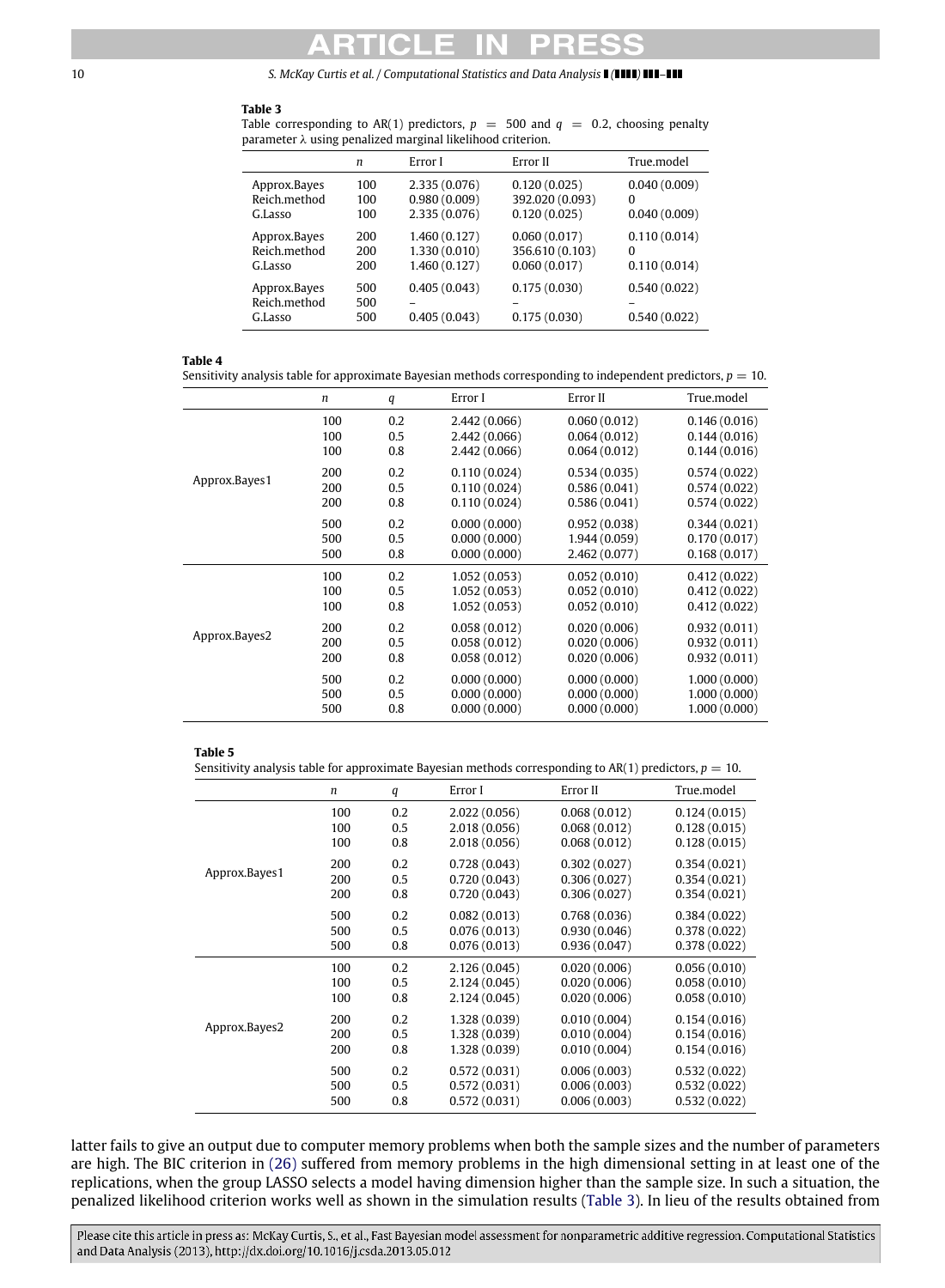**Table 3**
Table corresponding to AR(1) predictors, $p = 500$ and $q = 0.2$, choosing penalty parameter $\lambda$ using penalized marginal likelihood criterion.

| | $n$ | Error I | Error II | True.model |
|---|---|---|---|---|
| Approx.Bayes | 100 | 2.335 (0.076) | 0.120 (0.025) | 0.040 (0.009) |
| Reich.method | 100 | 0.980 (0.009) | 392.020 (0.093) | 0 |
| G.Lasso | 100 | 2.335 (0.076) | 0.120 (0.025) | 0.040 (0.009) |
| Approx.Bayes | 200 | 1.460 (0.127) | 0.060 (0.017) | 0.110 (0.014) |
| Reich.method | 200 | 1.330 (0.010) | 356.610 (0.103) | 0 |
| G.Lasso | 200 | 1.460 (0.127) | 0.060 (0.017) | 0.110 (0.014) |
| Approx.Bayes | 500 | 0.405 (0.043) | 0.175 (0.030) | 0.540 (0.022) |
| Reich.method | 500 | – | – | – |
| G.Lasso | 500 | 0.405 (0.043) | 0.175 (0.030) | 0.540 (0.022) |

**Table 4**
Sensitivity analysis table for approximate Bayesian methods corresponding to independent predictors, $p = 10$.

| | $n$ | $q$ | Error I | Error II | True.model |
|---|---|---|---|---|---|
| Approx.Bayes1 | 100 | 0.2 | 2.442 (0.066) | 0.060 (0.012) | 0.146 (0.016) |
| | 100 | 0.5 | 2.442 (0.066) | 0.064 (0.012) | 0.144 (0.016) |
| | 100 | 0.8 | 2.442 (0.066) | 0.064 (0.012) | 0.144 (0.016) |
| | 200 | 0.2 | 0.110 (0.024) | 0.534 (0.035) | 0.574 (0.022) |
| | 200 | 0.5 | 0.110 (0.024) | 0.586 (0.041) | 0.574 (0.022) |
| | 200 | 0.8 | 0.110 (0.024) | 0.586 (0.041) | 0.574 (0.022) |
| | 500 | 0.2 | 0.000 (0.000) | 0.952 (0.038) | 0.344 (0.021) |
| | 500 | 0.5 | 0.000 (0.000) | 1.944 (0.059) | 0.170 (0.017) |
| | 500 | 0.8 | 0.000 (0.000) | 2.462 (0.077) | 0.168 (0.017) |
| Approx.Bayes2 | 100 | 0.2 | 1.052 (0.053) | 0.052 (0.010) | 0.412 (0.022) |
| | 100 | 0.5 | 1.052 (0.053) | 0.052 (0.010) | 0.412 (0.022) |
| | 100 | 0.8 | 1.052 (0.053) | 0.052 (0.010) | 0.412 (0.022) |
| | 200 | 0.2 | 0.058 (0.012) | 0.020 (0.006) | 0.932 (0.011) |
| | 200 | 0.5 | 0.058 (0.012) | 0.020 (0.006) | 0.932 (0.011) |
| | 200 | 0.8 | 0.058 (0.012) | 0.020 (0.006) | 0.932 (0.011) |
| | 500 | 0.2 | 0.000 (0.000) | 0.000 (0.000) | 1.000 (0.000) |
| | 500 | 0.5 | 0.000 (0.000) | 0.000 (0.000) | 1.000 (0.000) |
| | 500 | 0.8 | 0.000 (0.000) | 0.000 (0.000) | 1.000 (0.000) |

**Table 5**
Sensitivity analysis table for approximate Bayesian methods corresponding to AR(1) predictors, $p = 10$.

| | $n$ | $q$ | Error I | Error II | True.model |
|---|---|---|---|---|---|
| Approx.Bayes1 | 100 | 0.2 | 2.022 (0.056) | 0.068 (0.012) | 0.124 (0.015) |
| | 100 | 0.5 | 2.018 (0.056) | 0.068 (0.012) | 0.128 (0.015) |
| | 100 | 0.8 | 2.018 (0.056) | 0.068 (0.012) | 0.128 (0.015) |
| | 200 | 0.2 | 0.728 (0.043) | 0.302 (0.027) | 0.354 (0.021) |
| | 200 | 0.5 | 0.720 (0.043) | 0.306 (0.027) | 0.354 (0.021) |
| | 200 | 0.8 | 0.720 (0.043) | 0.306 (0.027) | 0.354 (0.021) |
| | 500 | 0.2 | 0.082 (0.013) | 0.768 (0.036) | 0.384 (0.022) |
| | 500 | 0.5 | 0.076 (0.013) | 0.930 (0.046) | 0.378 (0.022) |
| | 500 | 0.8 | 0.076 (0.013) | 0.936 (0.047) | 0.378 (0.022) |
| Approx.Bayes2 | 100 | 0.2 | 2.126 (0.045) | 0.020 (0.006) | 0.056 (0.010) |
| | 100 | 0.5 | 2.124 (0.045) | 0.020 (0.006) | 0.058 (0.010) |
| | 100 | 0.8 | 2.124 (0.045) | 0.020 (0.006) | 0.058 (0.010) |
| | 200 | 0.2 | 1.328 (0.039) | 0.010 (0.004) | 0.154 (0.016) |
| | 200 | 0.5 | 1.328 (0.039) | 0.010 (0.004) | 0.154 (0.016) |
| | 200 | 0.8 | 1.328 (0.039) | 0.010 (0.004) | 0.154 (0.016) |
| | 500 | 0.2 | 0.572 (0.031) | 0.006 (0.003) | 0.532 (0.022) |
| | 500 | 0.5 | 0.572 (0.031) | 0.006 (0.003) | 0.532 (0.022) |
| | 500 | 0.8 | 0.572 (0.031) | 0.006 (0.003) | 0.532 (0.022) |

latter fails to give an output due to computer memory problems when both the sample sizes and the number of parameters are high. The BIC criterion in (26) suffered from memory problems in the high dimensional setting in at least one of the replications, when the group LASSO selects a model having dimension higher than the sample size. In such a situation, the penalized likelihood criterion works well as shown in the simulation results (Table 3). In lieu of the results obtained from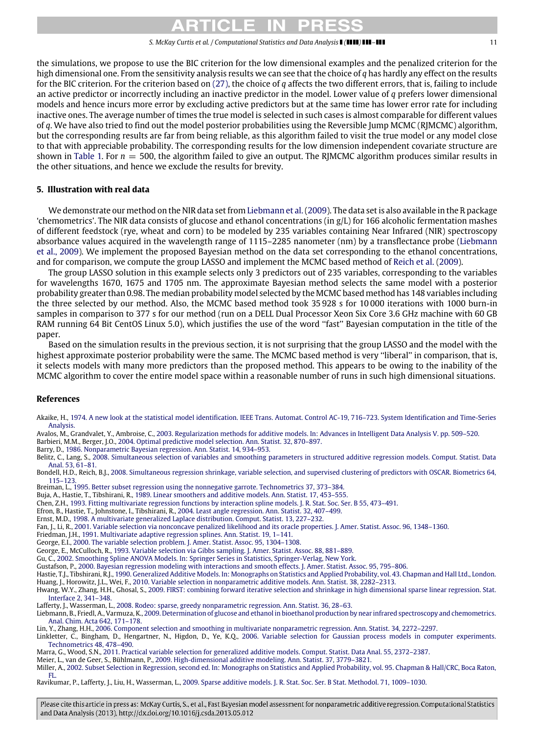the simulations, we propose to use the BIC criterion for the low dimensional examples and the penalized criterion for the high dimensional one. From the sensitivity analysis results we can see that the choice of $q$ has hardly any effect on the results for the BIC criterion. For the criterion based on (27), the choice of $q$ affects the two different errors, that is, failing to include an active predictor or incorrectly including an inactive predictor in the model. Lower value of $q$ prefers lower dimensional models and hence incurs more error by excluding active predictors but at the same time has lower error rate for including inactive ones. The average number of times the true model is selected in such cases is almost comparable for different values of $q$. We have also tried to find out the model posterior probabilities using the Reversible Jump MCMC (RJMCMC) algorithm, but the corresponding results are far from being reliable, as this algorithm failed to visit the true model or any model close to that with appreciable probability. The corresponding results for the low dimension independent covariate structure are shown in Table 1. For $n = 500$, the algorithm failed to give an output. The RJMCMC algorithm produces similar results in the other situations, and hence we exclude the results for brevity.

## 5. Illustration with real data

We demonstrate our method on the NIR data set from Liebmann et al. (2009). The data set is also available in the R package 'chemometrics'. The NIR data consists of glucose and ethanol concentrations (in g/L) for 166 alcoholic fermentation mashes of different feedstock (rye, wheat and corn) to be modeled by 235 variables containing Near Infrared (NIR) spectroscopy absorbance values acquired in the wavelength range of 1115–2285 nanometer (nm) by a transflectance probe (Liebmann et al., 2009). We implement the proposed Bayesian method on the data set corresponding to the ethanol concentrations, and for comparison, we compute the group LASSO and implement the MCMC based method of Reich et al. (2009).

The group LASSO solution in this example selects only 3 predictors out of 235 variables, corresponding to the variables for wavelengths 1670, 1675 and 1705 nm. The approximate Bayesian method selects the same model with a posterior probability greater than 0.98. The median probability model selected by the MCMC based method has 148 variables including the three selected by our method. Also, the MCMC based method took 35 928 s for 10 000 iterations with 1000 burn-in samples in comparison to 377 s for our method (run on a DELL Dual Processor Xeon Six Core 3.6 GHz machine with 60 GB RAM running 64 Bit CentOS Linux 5.0), which justifies the use of the word "fast" Bayesian computation in the title of the paper.

Based on the simulation results in the previous section, it is not surprising that the group LASSO and the model with the highest approximate posterior probability were the same. The MCMC based method is very "liberal" in comparison, that is, it selects models with many more predictors than the proposed method. This appears to be owing to the inability of the MCMC algorithm to cover the entire model space within a reasonable number of runs in such high dimensional situations.

## References

Akaike, H., 1974. A new look at the statistical model identification. IEEE Trans. Automat. Control AC-19, 716–723. System Identification and Time-Series Analysis.

Avalos, M., Grandvalet, Y., Ambroise, C., 2003. Regularization methods for additive models. In: Advances in Intelligent Data Analysis V. pp. 509–520.

Barbieri, M.M., Berger, J.O., 2004. Optimal predictive model selection. Ann. Statist. 32, 870–897.

Barry, D., 1986. Nonparametric Bayesian regression. Ann. Statist. 14, 934–953.

Belitz, C., Lang, S., 2008. Simultaneous selection of variables and smoothing parameters in structured additive regression models. Comput. Statist. Data Anal. 53, 61–81.

Bondell, H.D., Reich, B.J., 2008. Simultaneous regression shrinkage, variable selection, and supervised clustering of predictors with OSCAR. Biometrics 64, 115–123.

Breiman, L., 1995. Better subset regression using the nonnegative garrote. Technometrics 37, 373–384.

Buja, A., Hastie, T., Tibshirani, R., 1989. Linear smoothers and additive models. Ann. Statist. 17, 453–555.

Chen, Z.H., 1993. Fitting multivariate regression functions by interaction spline models. J. R. Stat. Soc. Ser. B 55, 473–491.

Efron, B., Hastie, T., Johnstone, I., Tibshirani, R., 2004. Least angle regression. Ann. Statist. 32, 407–499.

Ernst, M.D., 1998. A multivariate generalized Laplace distribution. Comput. Statist. 13, 227–232.

Fan, J., Li, R., 2001. Variable selection via nonconcave penalized likelihood and its oracle properties. J. Amer. Statist. Assoc. 96, 1348–1360.

Friedman, J.H., 1991. Multivariate adaptive regression splines. Ann. Statist. 19, 1–141.

George, E.I., 2000. The variable selection problem. J. Amer. Statist. Assoc. 95, 1304–1308.

George, E., McCulloch, R., 1993. Variable selection via Gibbs sampling. J. Amer. Statist. Assoc. 88, 881–889.

Gu, C., 2002. Smoothing Spline ANOVA Models. In: Springer Series in Statistics, Springer-Verlag, New York.

Gustafson, P., 2000. Bayesian regression modeling with interactions and smooth effects. J. Amer. Statist. Assoc. 95, 795–806.

Hastie, T.J., Tibshirani, R.J., 1990. Generalized Additive Models. In: Monographs on Statistics and Applied Probability, vol. 43. Chapman and Hall Ltd., London.

Huang, J., Horowitz, J.L., Wei, F., 2010. Variable selection in nonparametric additive models. Ann. Statist. 38, 2282–2313.

Hwang, W.Y., Zhang, H.H., Ghosal, S., 2009. FIRST: combining forward iterative selection and shrinkage in high dimensional sparse linear regression. Stat. Interface 2, 341–348.

Lafferty, J., Wasserman, L., 2008. Rodeo: sparse, greedy nonparametric regression. Ann. Statist. 36, 28–63.

Liebmann, B., Friedl, A., Varmuza, K., 2009. Determination of glucose and ethanol in bioethanol production by near infrared spectroscopy and chemometrics. Anal. Chim. Acta 642, 171–178.

Lin, Y., Zhang, H.H., 2006. Component selection and smoothing in multivariate nonparametric regression. Ann. Statist. 34, 2272–2297.

Linkletter, C., Bingham, D., Hengartner, N., Higdon, D., Ye, K.Q., 2006. Variable selection for Gaussian process models in computer experiments. Technometrics 48, 478–490.

Marra, G., Wood, S.N., 2011. Practical variable selection for generalized additive models. Comput. Statist. Data Anal. 55, 2372–2387.

Meier, L., van de Geer, S., Bühlmann, P., 2009. High-dimensional additive modeling. Ann. Statist. 37, 3779–3821.

Miller, A., 2002. Subset Selection in Regression, second ed. In: Monographs on Statistics and Applied Probability, vol. 95. Chapman & Hall/CRC, Boca Raton, FL.

Ravikumar, P., Lafferty, J., Liu, H., Wasserman, L., 2009. Sparse additive models. J. R. Stat. Soc. Ser. B Stat. Methodol. 71, 1009–1030.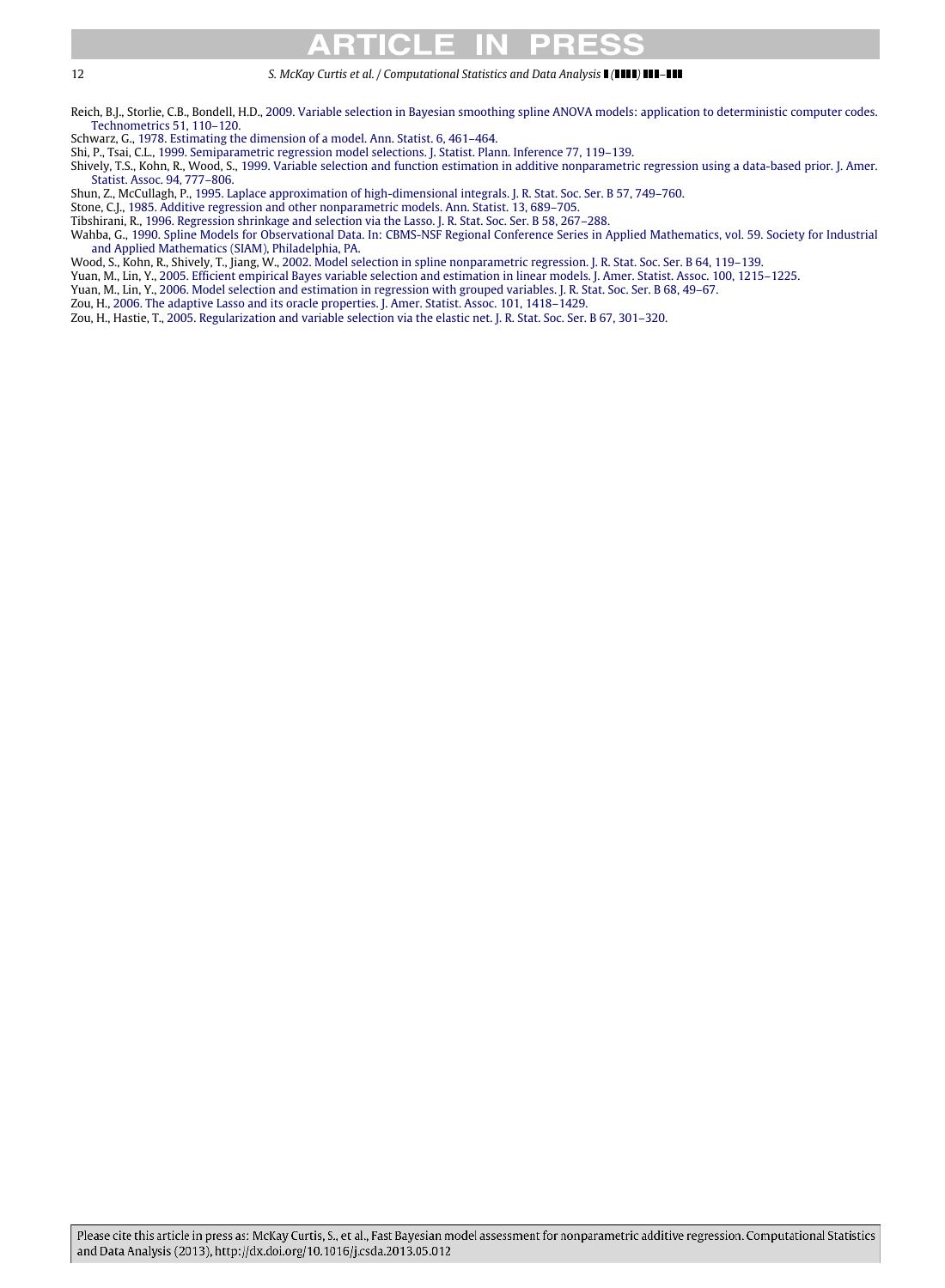Reich, B.J., Storlie, C.B., Bondell, H.D., 2009. Variable selection in Bayesian smoothing spline ANOVA models: application to deterministic computer codes. Technometrics 51, 110–120.

Schwarz, G., 1978. Estimating the dimension of a model. Ann. Statist. 6, 461–464.

Shi, P., Tsai, C.L., 1999. Semiparametric regression model selections. J. Statist. Plann. Inference 77, 119–139.

Shively, T.S., Kohn, R., Wood, S., 1999. Variable selection and function estimation in additive nonparametric regression using a data-based prior. J. Amer. Statist. Assoc. 94, 777–806.

Shun, Z., McCullagh, P., 1995. Laplace approximation of high-dimensional integrals. J. R. Stat. Soc. Ser. B 57, 749–760.

Stone, C.J., 1985. Additive regression and other nonparametric models. Ann. Statist. 13, 689–705.

Tibshirani, R., 1996. Regression shrinkage and selection via the Lasso. J. R. Stat. Soc. Ser. B 58, 267–288.

Wahba, G., 1990. Spline Models for Observational Data. In: CBMS-NSF Regional Conference Series in Applied Mathematics, vol. 59. Society for Industrial and Applied Mathematics (SIAM), Philadelphia, PA.

Wood, S., Kohn, R., Shively, T., Jiang, W., 2002. Model selection in spline nonparametric regression. J. R. Stat. Soc. Ser. B 64, 119–139.

Yuan, M., Lin, Y., 2005. Efficient empirical Bayes variable selection and estimation in linear models. J. Amer. Statist. Assoc. 100, 1215–1225.

Yuan, M., Lin, Y., 2006. Model selection and estimation in regression with grouped variables. J. R. Stat. Soc. Ser. B 68, 49–67.

Zou, H., 2006. The adaptive Lasso and its oracle properties. J. Amer. Statist. Assoc. 101, 1418–1429.

Zou, H., Hastie, T., 2005. Regularization and variable selection via the elastic net. J. R. Stat. Soc. Ser. B 67, 301–320.